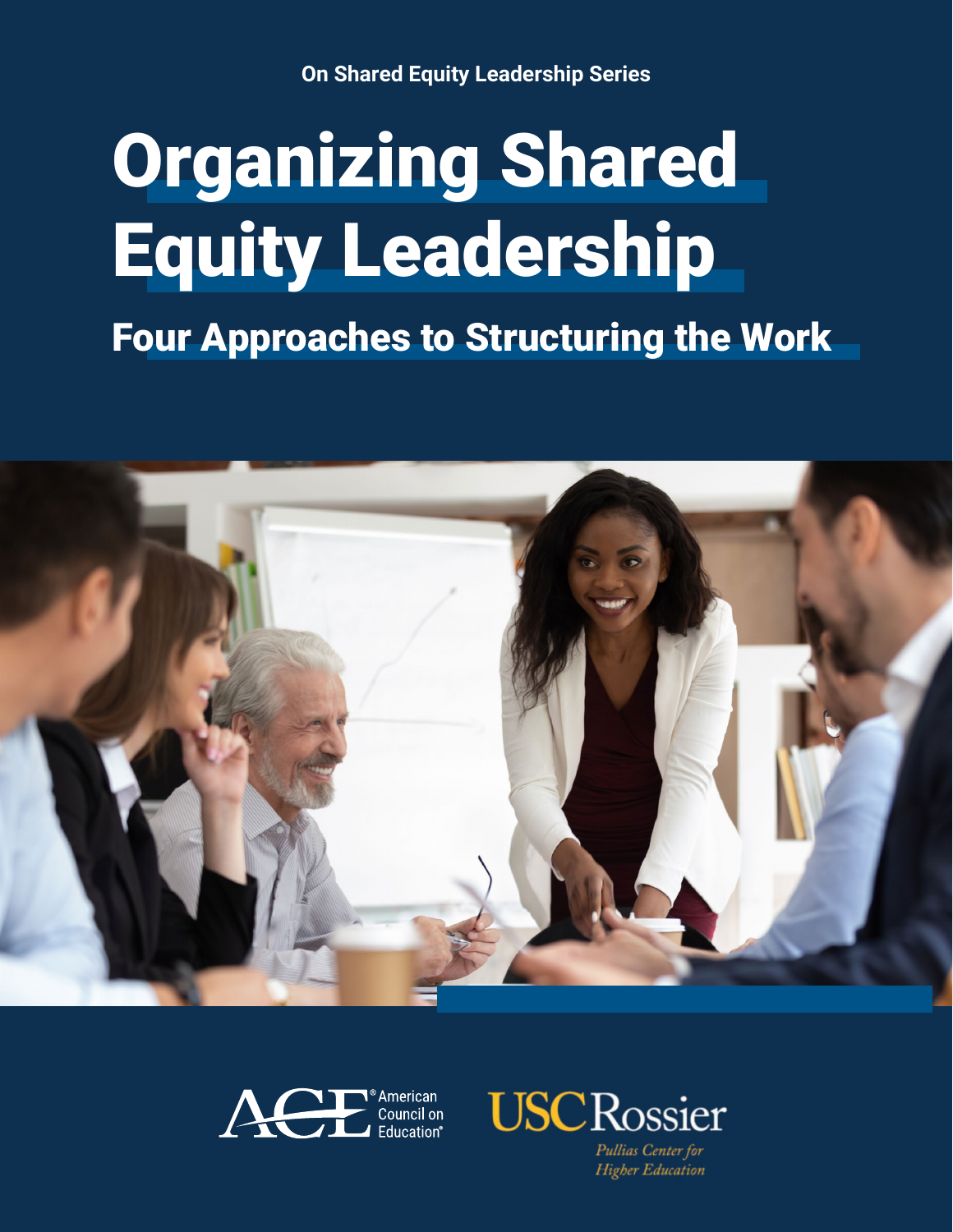On Shared Equity Leadership Series

# Organizing Shared Equity Leadership

## Four Approaches to Structuring the Work

American Council on Education

USC Rossier

Pullias Center for Higher Education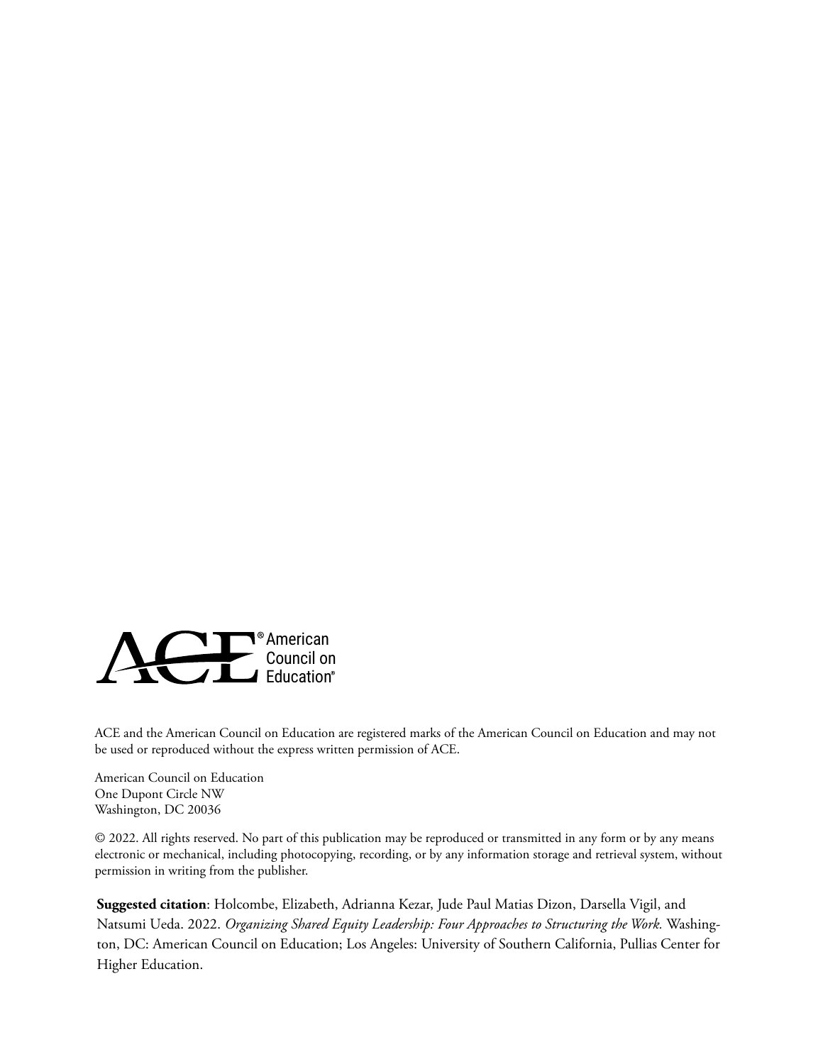ACE® American Council on Education®

ACE and the American Council on Education are registered marks of the American Council on Education and may not be used or reproduced without the express written permission of ACE.

American Council on Education
One Dupont Circle NW
Washington, DC 20036

© 2022. All rights reserved. No part of this publication may be reproduced or transmitted in any form or by any means electronic or mechanical, including photocopying, recording, or by any information storage and retrieval system, without permission in writing from the publisher.

**Suggested citation**: Holcombe, Elizabeth, Adrianna Kezar, Jude Paul Matias Dizon, Darsella Vigil, and Natsumi Ueda. 2022. *Organizing Shared Equity Leadership: Four Approaches to Structuring the Work.* Washington, DC: American Council on Education; Los Angeles: University of Southern California, Pullias Center for Higher Education.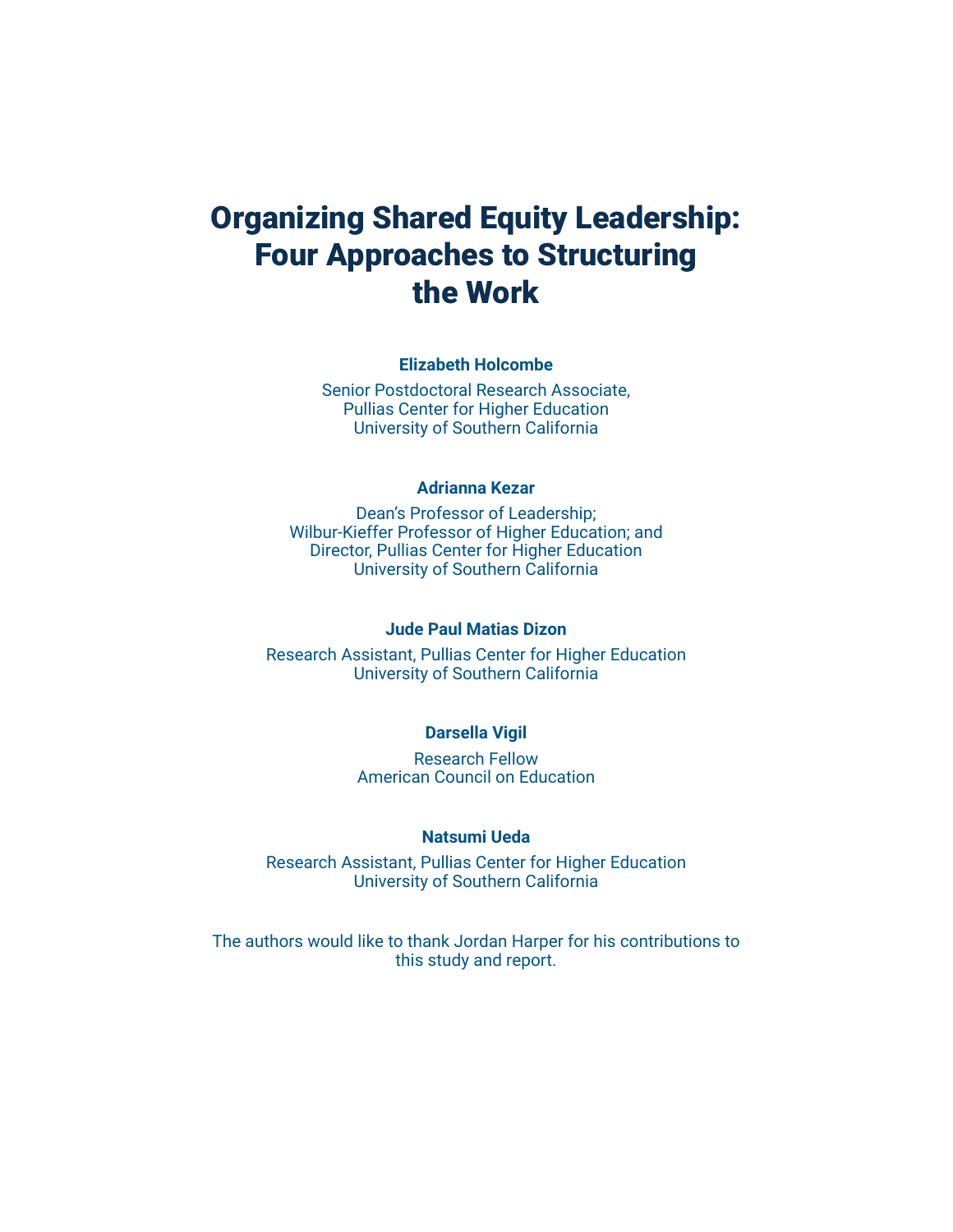# Organizing Shared Equity Leadership: Four Approaches to Structuring the Work

**Elizabeth Holcombe**

Senior Postdoctoral Research Associate,
Pullias Center for Higher Education
University of Southern California

**Adrianna Kezar**

Dean's Professor of Leadership;
Wilbur-Kieffer Professor of Higher Education; and
Director, Pullias Center for Higher Education
University of Southern California

**Jude Paul Matias Dizon**

Research Assistant, Pullias Center for Higher Education
University of Southern California

**Darsella Vigil**

Research Fellow
American Council on Education

**Natsumi Ueda**

Research Assistant, Pullias Center for Higher Education
University of Southern California

The authors would like to thank Jordan Harper for his contributions to this study and report.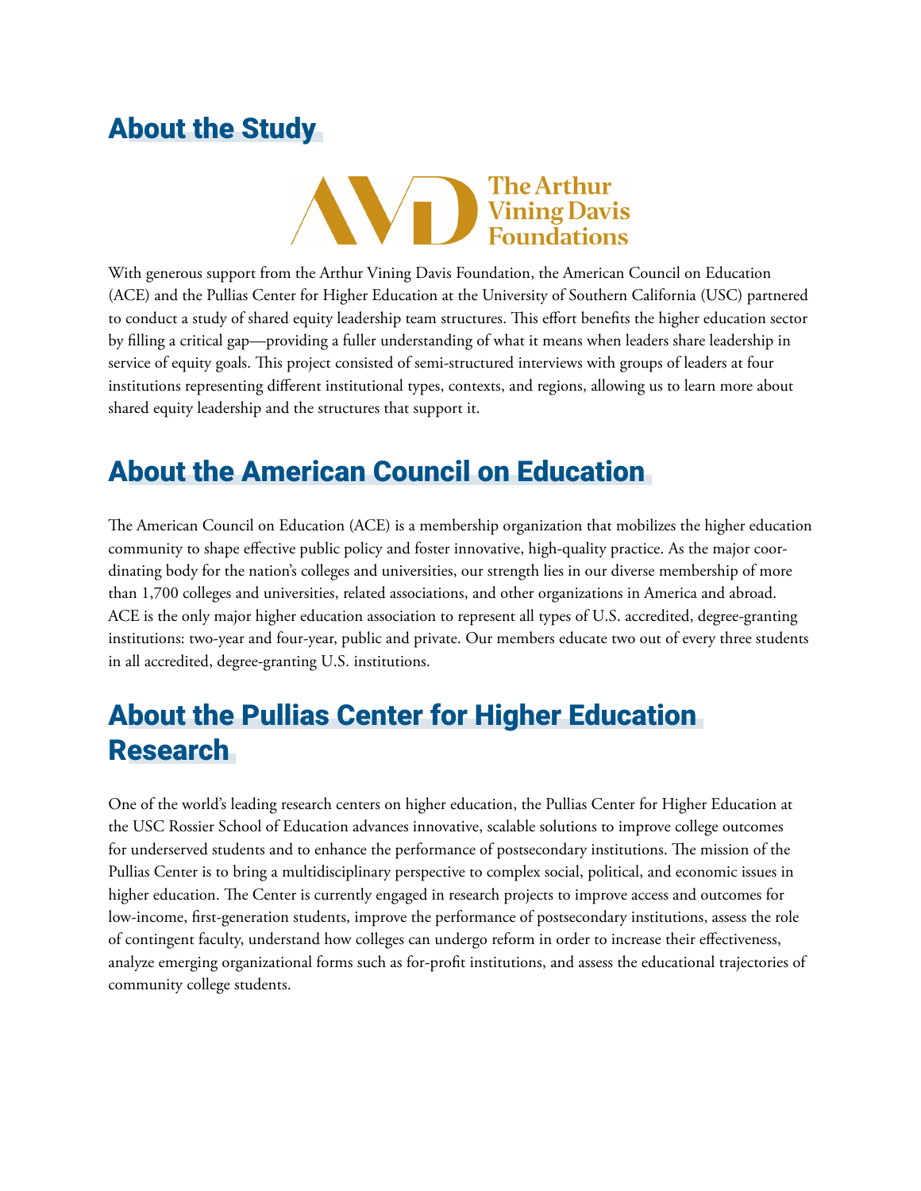## About the Study

The Arthur Vining Davis Foundations

With generous support from the Arthur Vining Davis Foundation, the American Council on Education (ACE) and the Pullias Center for Higher Education at the University of Southern California (USC) partnered to conduct a study of shared equity leadership team structures. This effort benefits the higher education sector by filling a critical gap—providing a fuller understanding of what it means when leaders share leadership in service of equity goals. This project consisted of semi-structured interviews with groups of leaders at four institutions representing different institutional types, contexts, and regions, allowing us to learn more about shared equity leadership and the structures that support it.

## About the American Council on Education

The American Council on Education (ACE) is a membership organization that mobilizes the higher education community to shape effective public policy and foster innovative, high-quality practice. As the major coordinating body for the nation's colleges and universities, our strength lies in our diverse membership of more than 1,700 colleges and universities, related associations, and other organizations in America and abroad. ACE is the only major higher education association to represent all types of U.S. accredited, degree-granting institutions: two-year and four-year, public and private. Our members educate two out of every three students in all accredited, degree-granting U.S. institutions.

## About the Pullias Center for Higher Education Research

One of the world's leading research centers on higher education, the Pullias Center for Higher Education at the USC Rossier School of Education advances innovative, scalable solutions to improve college outcomes for underserved students and to enhance the performance of postsecondary institutions. The mission of the Pullias Center is to bring a multidisciplinary perspective to complex social, political, and economic issues in higher education. The Center is currently engaged in research projects to improve access and outcomes for low-income, first-generation students, improve the performance of postsecondary institutions, assess the role of contingent faculty, understand how colleges can undergo reform in order to increase their effectiveness, analyze emerging organizational forms such as for-profit institutions, and assess the educational trajectories of community college students.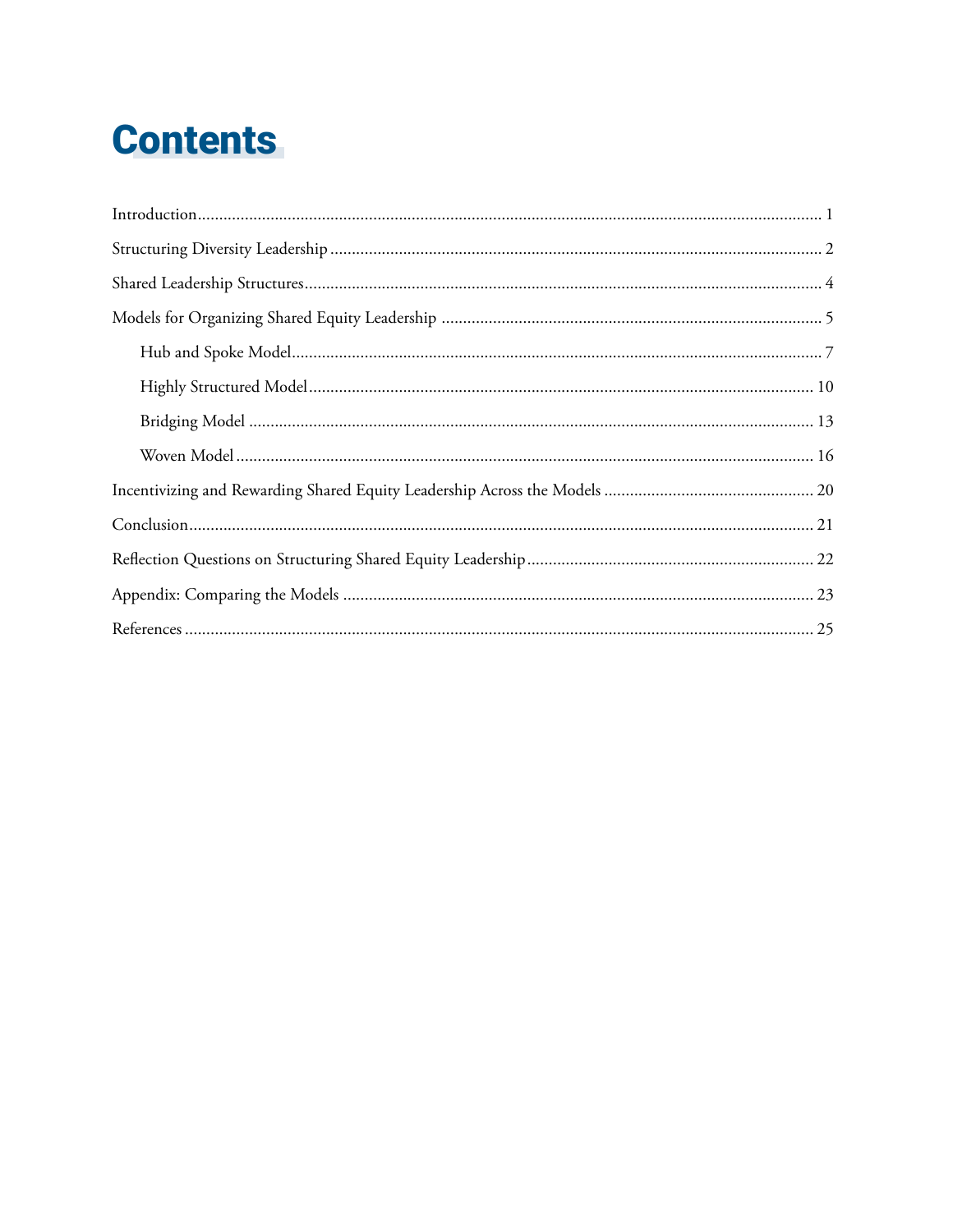# Contents

Introduction ........................................................................................................................................ 1

Structuring Diversity Leadership ......................................................................................................... 2

Shared Leadership Structures............................................................................................................... 4

Models for Organizing Shared Equity Leadership ............................................................................... 5

- Hub and Spoke Model......................................................................................................................... 7
- Highly Structured Model.................................................................................................................... 10
- Bridging Model .................................................................................................................................. 13
- Woven Model ..................................................................................................................................... 16

Incentivizing and Rewarding Shared Equity Leadership Across the Models ....................................... 20

Conclusion............................................................................................................................................. 21

Reflection Questions on Structuring Shared Equity Leadership.......................................................... 22

Appendix: Comparing the Models ....................................................................................................... 23

References ............................................................................................................................................. 25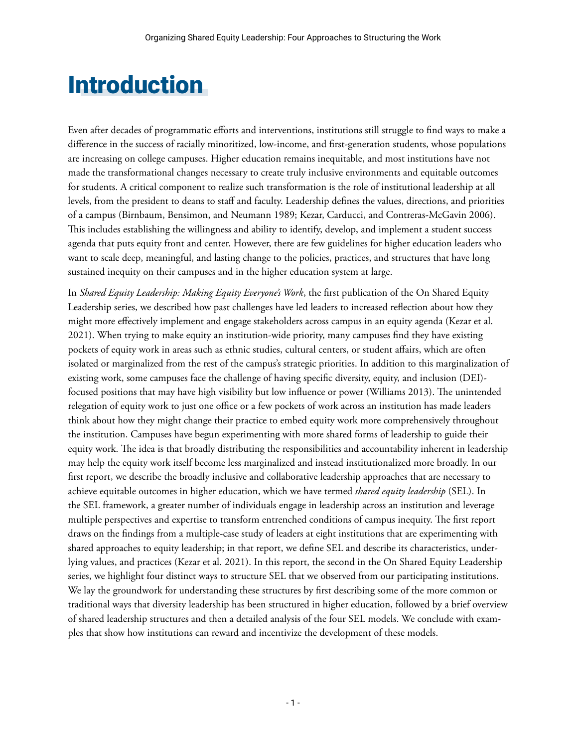# Introduction

Even after decades of programmatic efforts and interventions, institutions still struggle to find ways to make a difference in the success of racially minoritized, low-income, and first-generation students, whose populations are increasing on college campuses. Higher education remains inequitable, and most institutions have not made the transformational changes necessary to create truly inclusive environments and equitable outcomes for students. A critical component to realize such transformation is the role of institutional leadership at all levels, from the president to deans to staff and faculty. Leadership defines the values, directions, and priorities of a campus (Birnbaum, Bensimon, and Neumann 1989; Kezar, Carducci, and Contreras-McGavin 2006). This includes establishing the willingness and ability to identify, develop, and implement a student success agenda that puts equity front and center. However, there are few guidelines for higher education leaders who want to scale deep, meaningful, and lasting change to the policies, practices, and structures that have long sustained inequity on their campuses and in the higher education system at large.

In *Shared Equity Leadership: Making Equity Everyone's Work*, the first publication of the On Shared Equity Leadership series, we described how past challenges have led leaders to increased reflection about how they might more effectively implement and engage stakeholders across campus in an equity agenda (Kezar et al. 2021). When trying to make equity an institution-wide priority, many campuses find they have existing pockets of equity work in areas such as ethnic studies, cultural centers, or student affairs, which are often isolated or marginalized from the rest of the campus's strategic priorities. In addition to this marginalization of existing work, some campuses face the challenge of having specific diversity, equity, and inclusion (DEI)-focused positions that may have high visibility but low influence or power (Williams 2013). The unintended relegation of equity work to just one office or a few pockets of work across an institution has made leaders think about how they might change their practice to embed equity work more comprehensively throughout the institution. Campuses have begun experimenting with more shared forms of leadership to guide their equity work. The idea is that broadly distributing the responsibilities and accountability inherent in leadership may help the equity work itself become less marginalized and instead institutionalized more broadly. In our first report, we describe the broadly inclusive and collaborative leadership approaches that are necessary to achieve equitable outcomes in higher education, which we have termed *shared equity leadership* (SEL). In the SEL framework, a greater number of individuals engage in leadership across an institution and leverage multiple perspectives and expertise to transform entrenched conditions of campus inequity. The first report draws on the findings from a multiple-case study of leaders at eight institutions that are experimenting with shared approaches to equity leadership; in that report, we define SEL and describe its characteristics, underlying values, and practices (Kezar et al. 2021). In this report, the second in the On Shared Equity Leadership series, we highlight four distinct ways to structure SEL that we observed from our participating institutions. We lay the groundwork for understanding these structures by first describing some of the more common or traditional ways that diversity leadership has been structured in higher education, followed by a brief overview of shared leadership structures and then a detailed analysis of the four SEL models. We conclude with examples that show how institutions can reward and incentivize the development of these models.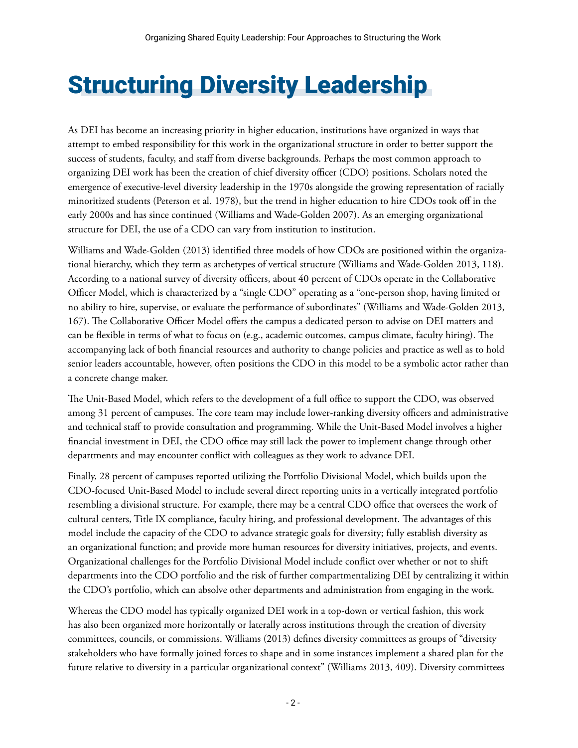# Structuring Diversity Leadership

As DEI has become an increasing priority in higher education, institutions have organized in ways that attempt to embed responsibility for this work in the organizational structure in order to better support the success of students, faculty, and staff from diverse backgrounds. Perhaps the most common approach to organizing DEI work has been the creation of chief diversity officer (CDO) positions. Scholars noted the emergence of executive-level diversity leadership in the 1970s alongside the growing representation of racially minoritized students (Peterson et al. 1978), but the trend in higher education to hire CDOs took off in the early 2000s and has since continued (Williams and Wade-Golden 2007). As an emerging organizational structure for DEI, the use of a CDO can vary from institution to institution.

Williams and Wade-Golden (2013) identified three models of how CDOs are positioned within the organizational hierarchy, which they term as archetypes of vertical structure (Williams and Wade-Golden 2013, 118). According to a national survey of diversity officers, about 40 percent of CDOs operate in the Collaborative Officer Model, which is characterized by a "single CDO" operating as a "one-person shop, having limited or no ability to hire, supervise, or evaluate the performance of subordinates" (Williams and Wade-Golden 2013, 167). The Collaborative Officer Model offers the campus a dedicated person to advise on DEI matters and can be flexible in terms of what to focus on (e.g., academic outcomes, campus climate, faculty hiring). The accompanying lack of both financial resources and authority to change policies and practice as well as to hold senior leaders accountable, however, often positions the CDO in this model to be a symbolic actor rather than a concrete change maker.

The Unit-Based Model, which refers to the development of a full office to support the CDO, was observed among 31 percent of campuses. The core team may include lower-ranking diversity officers and administrative and technical staff to provide consultation and programming. While the Unit-Based Model involves a higher financial investment in DEI, the CDO office may still lack the power to implement change through other departments and may encounter conflict with colleagues as they work to advance DEI.

Finally, 28 percent of campuses reported utilizing the Portfolio Divisional Model, which builds upon the CDO-focused Unit-Based Model to include several direct reporting units in a vertically integrated portfolio resembling a divisional structure. For example, there may be a central CDO office that oversees the work of cultural centers, Title IX compliance, faculty hiring, and professional development. The advantages of this model include the capacity of the CDO to advance strategic goals for diversity; fully establish diversity as an organizational function; and provide more human resources for diversity initiatives, projects, and events. Organizational challenges for the Portfolio Divisional Model include conflict over whether or not to shift departments into the CDO portfolio and the risk of further compartmentalizing DEI by centralizing it within the CDO's portfolio, which can absolve other departments and administration from engaging in the work.

Whereas the CDO model has typically organized DEI work in a top-down or vertical fashion, this work has also been organized more horizontally or laterally across institutions through the creation of diversity committees, councils, or commissions. Williams (2013) defines diversity committees as groups of "diversity stakeholders who have formally joined forces to shape and in some instances implement a shared plan for the future relative to diversity in a particular organizational context" (Williams 2013, 409). Diversity committees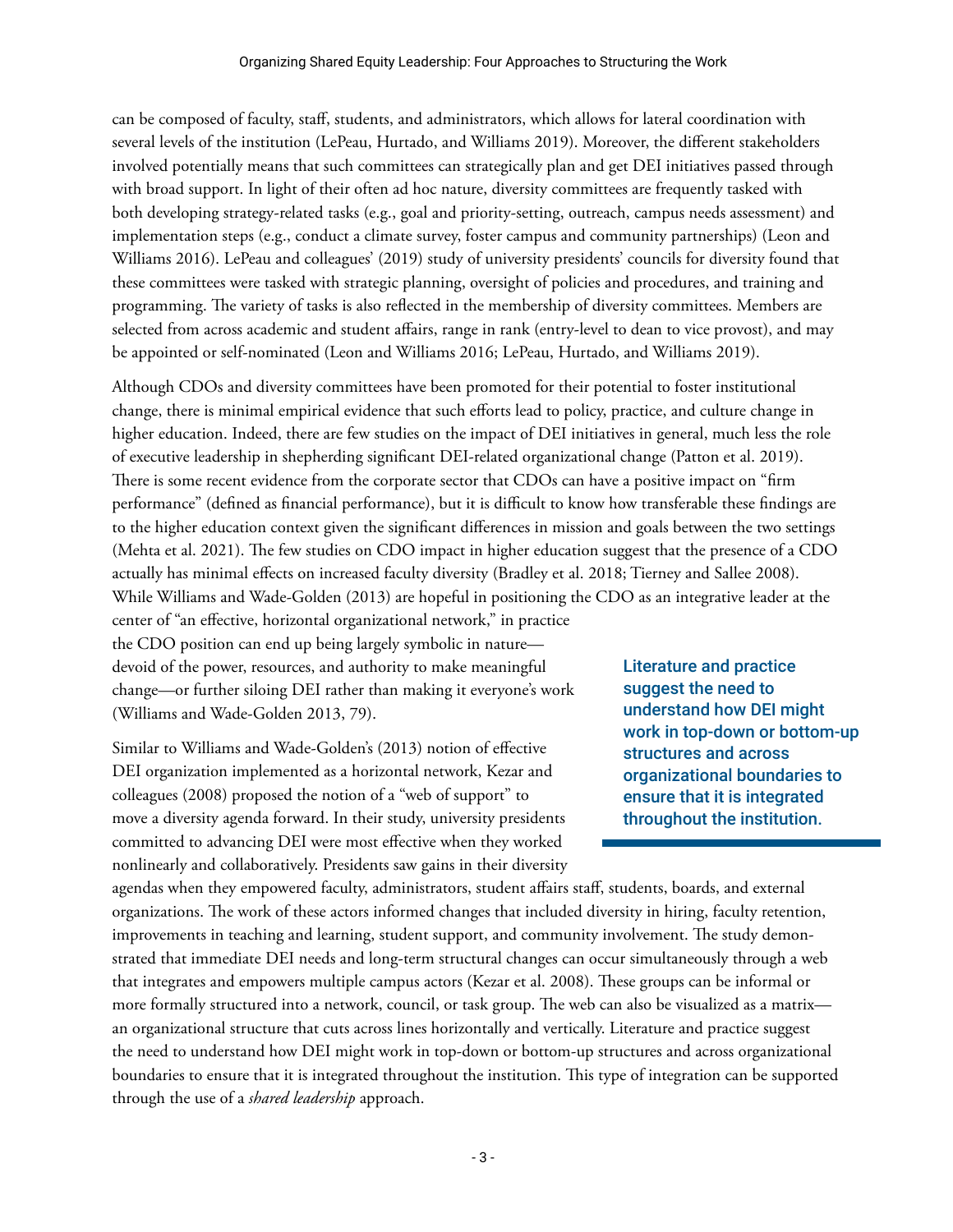can be composed of faculty, staff, students, and administrators, which allows for lateral coordination with several levels of the institution (LePeau, Hurtado, and Williams 2019). Moreover, the different stakeholders involved potentially means that such committees can strategically plan and get DEI initiatives passed through with broad support. In light of their often ad hoc nature, diversity committees are frequently tasked with both developing strategy-related tasks (e.g., goal and priority-setting, outreach, campus needs assessment) and implementation steps (e.g., conduct a climate survey, foster campus and community partnerships) (Leon and Williams 2016). LePeau and colleagues' (2019) study of university presidents' councils for diversity found that these committees were tasked with strategic planning, oversight of policies and procedures, and training and programming. The variety of tasks is also reflected in the membership of diversity committees. Members are selected from across academic and student affairs, range in rank (entry-level to dean to vice provost), and may be appointed or self-nominated (Leon and Williams 2016; LePeau, Hurtado, and Williams 2019).

Although CDOs and diversity committees have been promoted for their potential to foster institutional change, there is minimal empirical evidence that such efforts lead to policy, practice, and culture change in higher education. Indeed, there are few studies on the impact of DEI initiatives in general, much less the role of executive leadership in shepherding significant DEI-related organizational change (Patton et al. 2019). There is some recent evidence from the corporate sector that CDOs can have a positive impact on "firm performance" (defined as financial performance), but it is difficult to know how transferable these findings are to the higher education context given the significant differences in mission and goals between the two settings (Mehta et al. 2021). The few studies on CDO impact in higher education suggest that the presence of a CDO actually has minimal effects on increased faculty diversity (Bradley et al. 2018; Tierney and Sallee 2008). While Williams and Wade-Golden (2013) are hopeful in positioning the CDO as an integrative leader at the center of "an effective, horizontal organizational network," in practice the CDO position can end up being largely symbolic in nature—devoid of the power, resources, and authority to make meaningful change—or further siloing DEI rather than making it everyone's work (Williams and Wade-Golden 2013, 79).

**Literature and practice suggest the need to understand how DEI might work in top-down or bottom-up structures and across organizational boundaries to ensure that it is integrated throughout the institution.**

Similar to Williams and Wade-Golden's (2013) notion of effective DEI organization implemented as a horizontal network, Kezar and colleagues (2008) proposed the notion of a "web of support" to move a diversity agenda forward. In their study, university presidents committed to advancing DEI were most effective when they worked nonlinearly and collaboratively. Presidents saw gains in their diversity agendas when they empowered faculty, administrators, student affairs staff, students, boards, and external organizations. The work of these actors informed changes that included diversity in hiring, faculty retention, improvements in teaching and learning, student support, and community involvement. The study demonstrated that immediate DEI needs and long-term structural changes can occur simultaneously through a web that integrates and empowers multiple campus actors (Kezar et al. 2008). These groups can be informal or more formally structured into a network, council, or task group. The web can also be visualized as a matrix—an organizational structure that cuts across lines horizontally and vertically. Literature and practice suggest the need to understand how DEI might work in top-down or bottom-up structures and across organizational boundaries to ensure that it is integrated throughout the institution. This type of integration can be supported through the use of a *shared leadership* approach.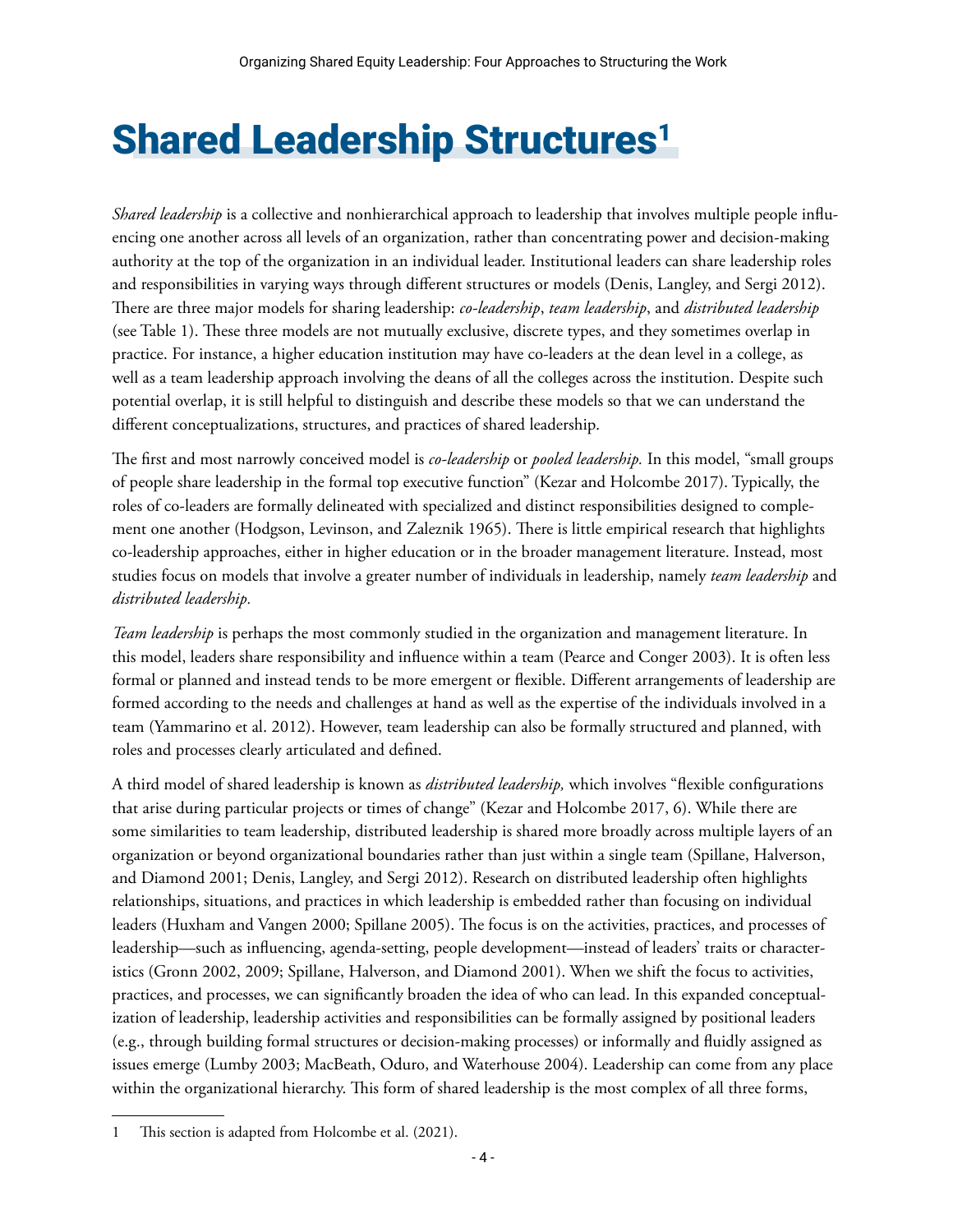# Shared Leadership Structures[1]

*Shared leadership* is a collective and nonhierarchical approach to leadership that involves multiple people influencing one another across all levels of an organization, rather than concentrating power and decision-making authority at the top of the organization in an individual leader. Institutional leaders can share leadership roles and responsibilities in varying ways through different structures or models (Denis, Langley, and Sergi 2012). There are three major models for sharing leadership: *co-leadership*, *team leadership*, and *distributed leadership* (see Table 1). These three models are not mutually exclusive, discrete types, and they sometimes overlap in practice. For instance, a higher education institution may have co-leaders at the dean level in a college, as well as a team leadership approach involving the deans of all the colleges across the institution. Despite such potential overlap, it is still helpful to distinguish and describe these models so that we can understand the different conceptualizations, structures, and practices of shared leadership.

The first and most narrowly conceived model is *co-leadership* or *pooled leadership.* In this model, "small groups of people share leadership in the formal top executive function" (Kezar and Holcombe 2017). Typically, the roles of co-leaders are formally delineated with specialized and distinct responsibilities designed to complement one another (Hodgson, Levinson, and Zaleznik 1965). There is little empirical research that highlights co-leadership approaches, either in higher education or in the broader management literature. Instead, most studies focus on models that involve a greater number of individuals in leadership, namely *team leadership* and *distributed leadership.*

*Team leadership* is perhaps the most commonly studied in the organization and management literature. In this model, leaders share responsibility and influence within a team (Pearce and Conger 2003). It is often less formal or planned and instead tends to be more emergent or flexible. Different arrangements of leadership are formed according to the needs and challenges at hand as well as the expertise of the individuals involved in a team (Yammarino et al. 2012). However, team leadership can also be formally structured and planned, with roles and processes clearly articulated and defined.

A third model of shared leadership is known as *distributed leadership,* which involves "flexible configurations that arise during particular projects or times of change" (Kezar and Holcombe 2017, 6). While there are some similarities to team leadership, distributed leadership is shared more broadly across multiple layers of an organization or beyond organizational boundaries rather than just within a single team (Spillane, Halverson, and Diamond 2001; Denis, Langley, and Sergi 2012). Research on distributed leadership often highlights relationships, situations, and practices in which leadership is embedded rather than focusing on individual leaders (Huxham and Vangen 2000; Spillane 2005). The focus is on the activities, practices, and processes of leadership—such as influencing, agenda-setting, people development—instead of leaders' traits or characteristics (Gronn 2002, 2009; Spillane, Halverson, and Diamond 2001). When we shift the focus to activities, practices, and processes, we can significantly broaden the idea of who can lead. In this expanded conceptualization of leadership, leadership activities and responsibilities can be formally assigned by positional leaders (e.g., through building formal structures or decision-making processes) or informally and fluidly assigned as issues emerge (Lumby 2003; MacBeath, Oduro, and Waterhouse 2004). Leadership can come from any place within the organizational hierarchy. This form of shared leadership is the most complex of all three forms,

1 This section is adapted from Holcombe et al. (2021).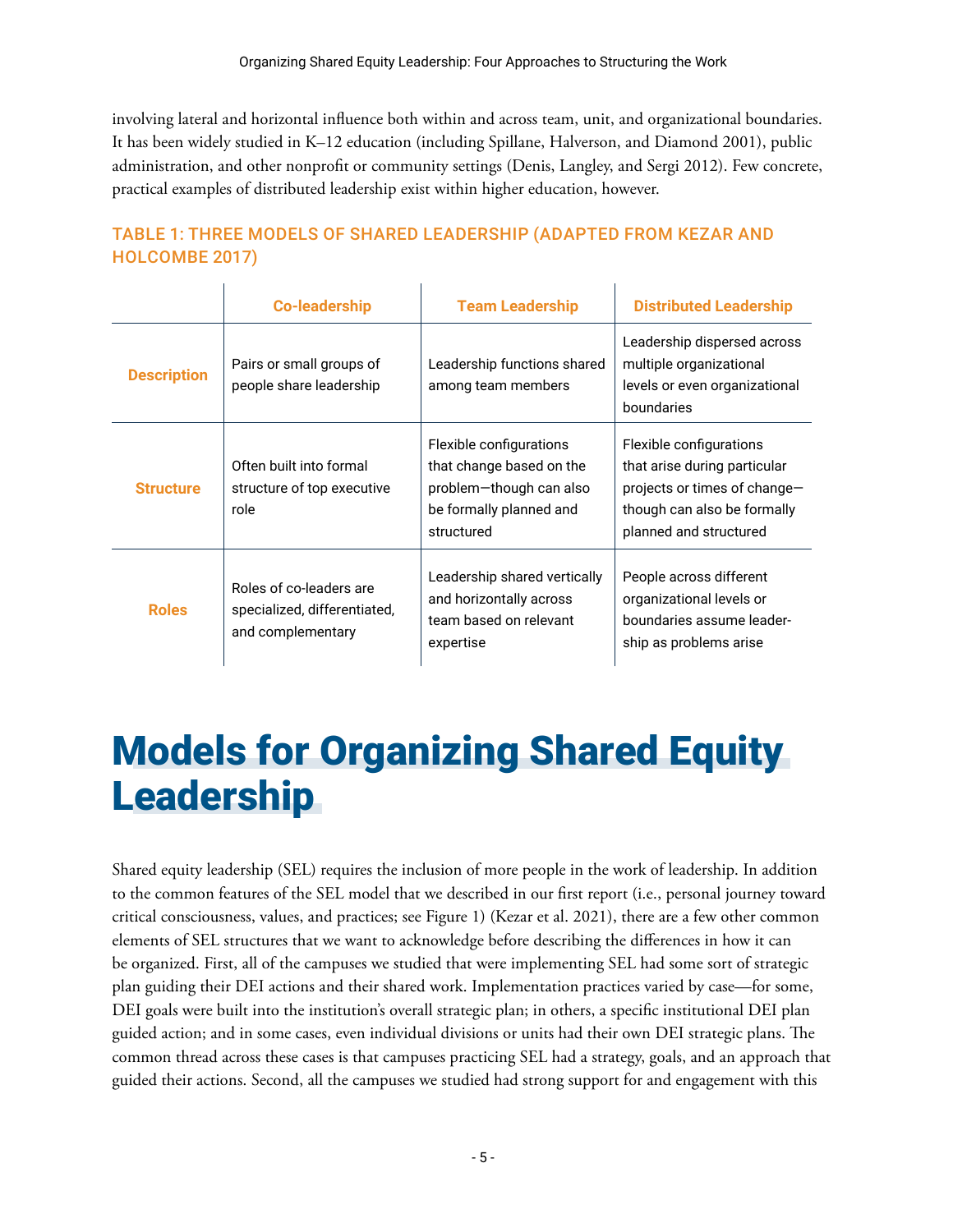involving lateral and horizontal influence both within and across team, unit, and organizational boundaries. It has been widely studied in K–12 education (including Spillane, Halverson, and Diamond 2001), public administration, and other nonprofit or community settings (Denis, Langley, and Sergi 2012). Few concrete, practical examples of distributed leadership exist within higher education, however.

### TABLE 1: THREE MODELS OF SHARED LEADERSHIP (ADAPTED FROM KEZAR AND HOLCOMBE 2017)

| | Co-leadership | Team Leadership | Distributed Leadership |
|---|---|---|---|
| **Description** | Pairs or small groups of people share leadership | Leadership functions shared among team members | Leadership dispersed across multiple organizational levels or even organizational boundaries |
| **Structure** | Often built into formal structure of top executive role | Flexible configurations that change based on the problem—though can also be formally planned and structured | Flexible configurations that arise during particular projects or times of change—though can also be formally planned and structured |
| **Roles** | Roles of co-leaders are specialized, differentiated, and complementary | Leadership shared vertically and horizontally across team based on relevant expertise | People across different organizational levels or boundaries assume leadership as problems arise |

# Models for Organizing Shared Equity Leadership

Shared equity leadership (SEL) requires the inclusion of more people in the work of leadership. In addition to the common features of the SEL model that we described in our first report (i.e., personal journey toward critical consciousness, values, and practices; see Figure 1) (Kezar et al. 2021), there are a few other common elements of SEL structures that we want to acknowledge before describing the differences in how it can be organized. First, all of the campuses we studied that were implementing SEL had some sort of strategic plan guiding their DEI actions and their shared work. Implementation practices varied by case—for some, DEI goals were built into the institution's overall strategic plan; in others, a specific institutional DEI plan guided action; and in some cases, even individual divisions or units had their own DEI strategic plans. The common thread across these cases is that campuses practicing SEL had a strategy, goals, and an approach that guided their actions. Second, all the campuses we studied had strong support for and engagement with this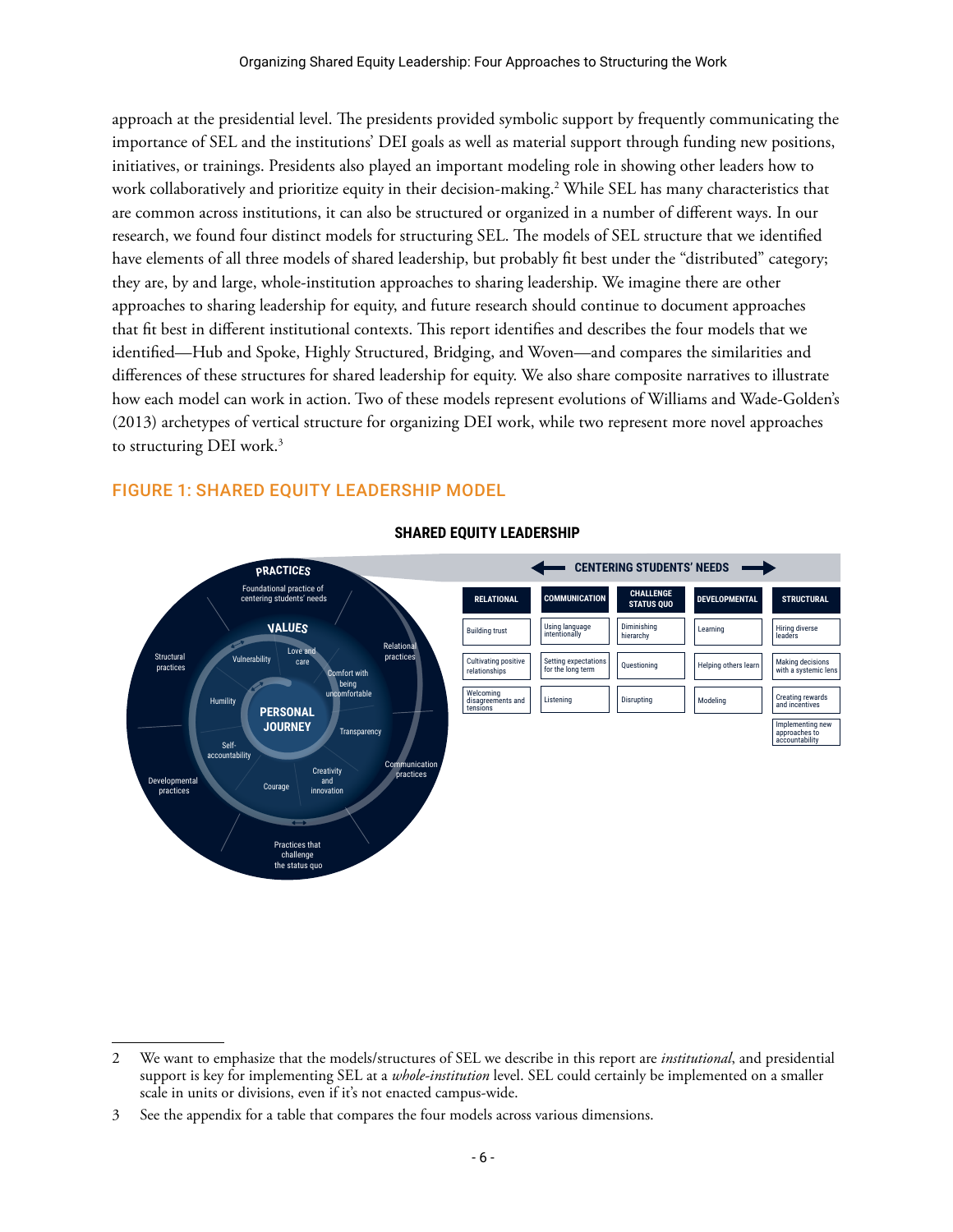approach at the presidential level. The presidents provided symbolic support by frequently communicating the importance of SEL and the institutions' DEI goals as well as material support through funding new positions, initiatives, or trainings. Presidents also played an important modeling role in showing other leaders how to work collaboratively and prioritize equity in their decision-making.[2] While SEL has many characteristics that are common across institutions, it can also be structured or organized in a number of different ways. In our research, we found four distinct models for structuring SEL. The models of SEL structure that we identified have elements of all three models of shared leadership, but probably fit best under the "distributed" category; they are, by and large, whole-institution approaches to sharing leadership. We imagine there are other approaches to sharing leadership for equity, and future research should continue to document approaches that fit best in different institutional contexts. This report identifies and describes the four models that we identified—Hub and Spoke, Highly Structured, Bridging, and Woven—and compares the similarities and differences of these structures for shared leadership for equity. We also share composite narratives to illustrate how each model can work in action. Two of these models represent evolutions of Williams and Wade-Golden's (2013) archetypes of vertical structure for organizing DEI work, while two represent more novel approaches to structuring DEI work.[3]

## FIGURE 1: SHARED EQUITY LEADERSHIP MODEL

SHARED EQUITY LEADERSHIP

PRACTICES

Foundational practice of centering students' needs

Relational practices

Communication practices

Practices that challenge the status quo

Developmental practices

Structural practices

VALUES

Love and care

Comfort with being uncomfortable

Transparency

Creativity and innovation

Courage

Self-accountability

Humility

Vulnerability

PERSONAL JOURNEY

CENTERING STUDENTS' NEEDS

| RELATIONAL | COMMUNICATION | CHALLENGE STATUS QUO | DEVELOPMENTAL | STRUCTURAL |
|---|---|---|---|---|
| Building trust | Using language intentionally | Diminishing hierarchy | Learning | Hiring diverse leaders |
| Cultivating positive relationships | Setting expectations for the long term | Questioning | Helping others learn | Making decisions with a systemic lens |
| Welcoming disagreements and tensions | Listening | Disrupting | Modeling | Creating rewards and incentives |
| | | | | Implementing new approaches to accountability |

---

2 We want to emphasize that the models/structures of SEL we describe in this report are *institutional*, and presidential support is key for implementing SEL at a *whole-institution* level. SEL could certainly be implemented on a smaller scale in units or divisions, even if it's not enacted campus-wide.

3 See the appendix for a table that compares the four models across various dimensions.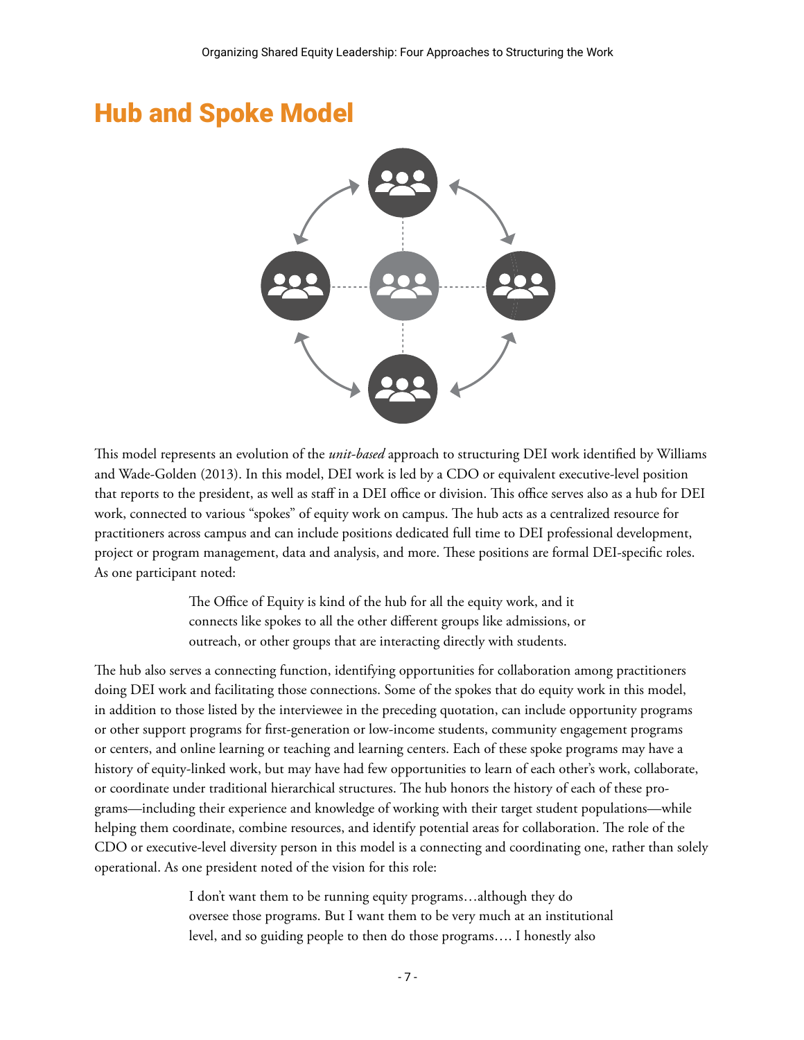## Hub and Spoke Model

This model represents an evolution of the *unit-based* approach to structuring DEI work identified by Williams and Wade-Golden (2013). In this model, DEI work is led by a CDO or equivalent executive-level position that reports to the president, as well as staff in a DEI office or division. This office serves also as a hub for DEI work, connected to various "spokes" of equity work on campus. The hub acts as a centralized resource for practitioners across campus and can include positions dedicated full time to DEI professional development, project or program management, data and analysis, and more. These positions are formal DEI-specific roles. As one participant noted:

> The Office of Equity is kind of the hub for all the equity work, and it connects like spokes to all the other different groups like admissions, or outreach, or other groups that are interacting directly with students.

The hub also serves a connecting function, identifying opportunities for collaboration among practitioners doing DEI work and facilitating those connections. Some of the spokes that do equity work in this model, in addition to those listed by the interviewee in the preceding quotation, can include opportunity programs or other support programs for first-generation or low-income students, community engagement programs or centers, and online learning or teaching and learning centers. Each of these spoke programs may have a history of equity-linked work, but may have had few opportunities to learn of each other's work, collaborate, or coordinate under traditional hierarchical structures. The hub honors the history of each of these programs—including their experience and knowledge of working with their target student populations—while helping them coordinate, combine resources, and identify potential areas for collaboration. The role of the CDO or executive-level diversity person in this model is a connecting and coordinating one, rather than solely operational. As one president noted of the vision for this role:

> I don't want them to be running equity programs…although they do oversee those programs. But I want them to be very much at an institutional level, and so guiding people to then do those programs…. I honestly also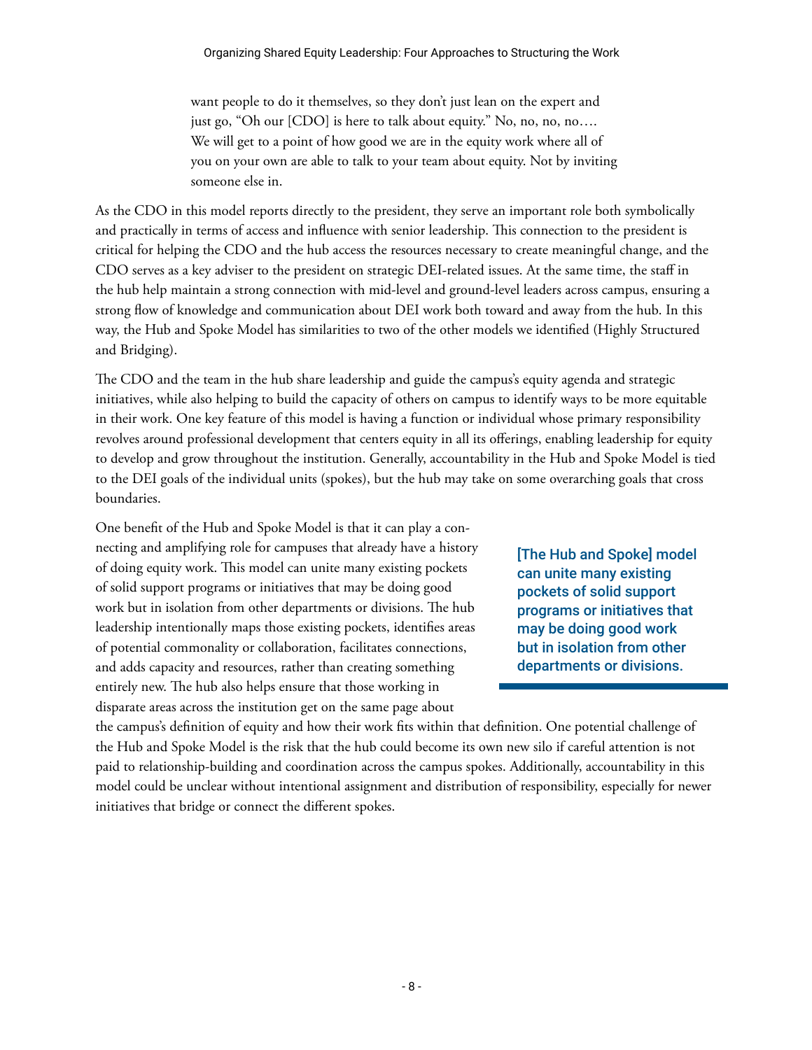> want people to do it themselves, so they don't just lean on the expert and just go, "Oh our [CDO] is here to talk about equity." No, no, no, no…. We will get to a point of how good we are in the equity work where all of you on your own are able to talk to your team about equity. Not by inviting someone else in.

As the CDO in this model reports directly to the president, they serve an important role both symbolically and practically in terms of access and influence with senior leadership. This connection to the president is critical for helping the CDO and the hub access the resources necessary to create meaningful change, and the CDO serves as a key adviser to the president on strategic DEI-related issues. At the same time, the staff in the hub help maintain a strong connection with mid-level and ground-level leaders across campus, ensuring a strong flow of knowledge and communication about DEI work both toward and away from the hub. In this way, the Hub and Spoke Model has similarities to two of the other models we identified (Highly Structured and Bridging).

The CDO and the team in the hub share leadership and guide the campus's equity agenda and strategic initiatives, while also helping to build the capacity of others on campus to identify ways to be more equitable in their work. One key feature of this model is having a function or individual whose primary responsibility revolves around professional development that centers equity in all its offerings, enabling leadership for equity to develop and grow throughout the institution. Generally, accountability in the Hub and Spoke Model is tied to the DEI goals of the individual units (spokes), but the hub may take on some overarching goals that cross boundaries.

One benefit of the Hub and Spoke Model is that it can play a connecting and amplifying role for campuses that already have a history of doing equity work. This model can unite many existing pockets of solid support programs or initiatives that may be doing good work but in isolation from other departments or divisions. The hub leadership intentionally maps those existing pockets, identifies areas of potential commonality or collaboration, facilitates connections, and adds capacity and resources, rather than creating something entirely new. The hub also helps ensure that those working in disparate areas across the institution get on the same page about the campus's definition of equity and how their work fits within that definition. One potential challenge of the Hub and Spoke Model is the risk that the hub could become its own new silo if careful attention is not paid to relationship-building and coordination across the campus spokes. Additionally, accountability in this model could be unclear without intentional assignment and distribution of responsibility, especially for newer initiatives that bridge or connect the different spokes.

> **[The Hub and Spoke] model can unite many existing pockets of solid support programs or initiatives that may be doing good work but in isolation from other departments or divisions.**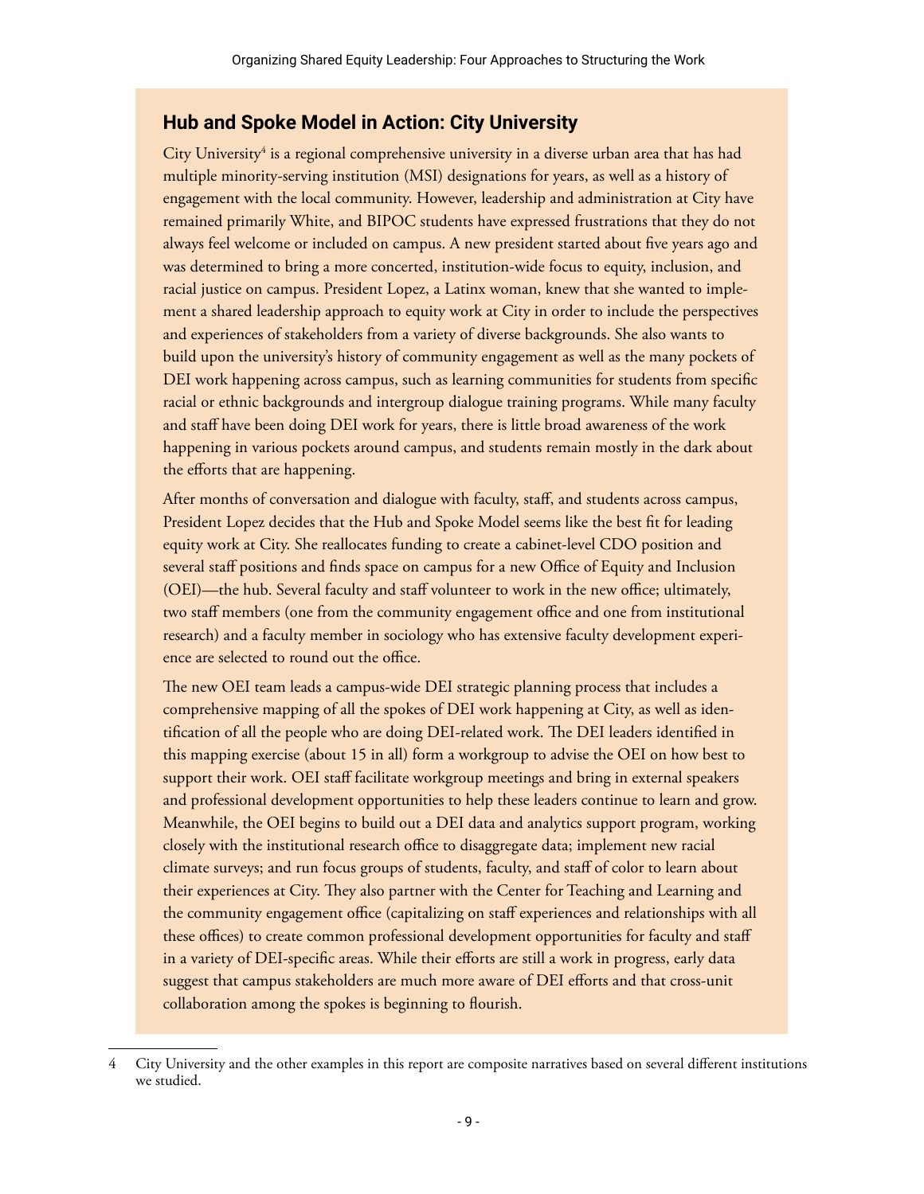## Hub and Spoke Model in Action: City University

City University[4] is a regional comprehensive university in a diverse urban area that has had multiple minority-serving institution (MSI) designations for years, as well as a history of engagement with the local community. However, leadership and administration at City have remained primarily White, and BIPOC students have expressed frustrations that they do not always feel welcome or included on campus. A new president started about five years ago and was determined to bring a more concerted, institution-wide focus to equity, inclusion, and racial justice on campus. President Lopez, a Latinx woman, knew that she wanted to implement a shared leadership approach to equity work at City in order to include the perspectives and experiences of stakeholders from a variety of diverse backgrounds. She also wants to build upon the university's history of community engagement as well as the many pockets of DEI work happening across campus, such as learning communities for students from specific racial or ethnic backgrounds and intergroup dialogue training programs. While many faculty and staff have been doing DEI work for years, there is little broad awareness of the work happening in various pockets around campus, and students remain mostly in the dark about the efforts that are happening.

After months of conversation and dialogue with faculty, staff, and students across campus, President Lopez decides that the Hub and Spoke Model seems like the best fit for leading equity work at City. She reallocates funding to create a cabinet-level CDO position and several staff positions and finds space on campus for a new Office of Equity and Inclusion (OEI)—the hub. Several faculty and staff volunteer to work in the new office; ultimately, two staff members (one from the community engagement office and one from institutional research) and a faculty member in sociology who has extensive faculty development experience are selected to round out the office.

The new OEI team leads a campus-wide DEI strategic planning process that includes a comprehensive mapping of all the spokes of DEI work happening at City, as well as identification of all the people who are doing DEI-related work. The DEI leaders identified in this mapping exercise (about 15 in all) form a workgroup to advise the OEI on how best to support their work. OEI staff facilitate workgroup meetings and bring in external speakers and professional development opportunities to help these leaders continue to learn and grow. Meanwhile, the OEI begins to build out a DEI data and analytics support program, working closely with the institutional research office to disaggregate data; implement new racial climate surveys; and run focus groups of students, faculty, and staff of color to learn about their experiences at City. They also partner with the Center for Teaching and Learning and the community engagement office (capitalizing on staff experiences and relationships with all these offices) to create common professional development opportunities for faculty and staff in a variety of DEI-specific areas. While their efforts are still a work in progress, early data suggest that campus stakeholders are much more aware of DEI efforts and that cross-unit collaboration among the spokes is beginning to flourish.

---

[4] City University and the other examples in this report are composite narratives based on several different institutions we studied.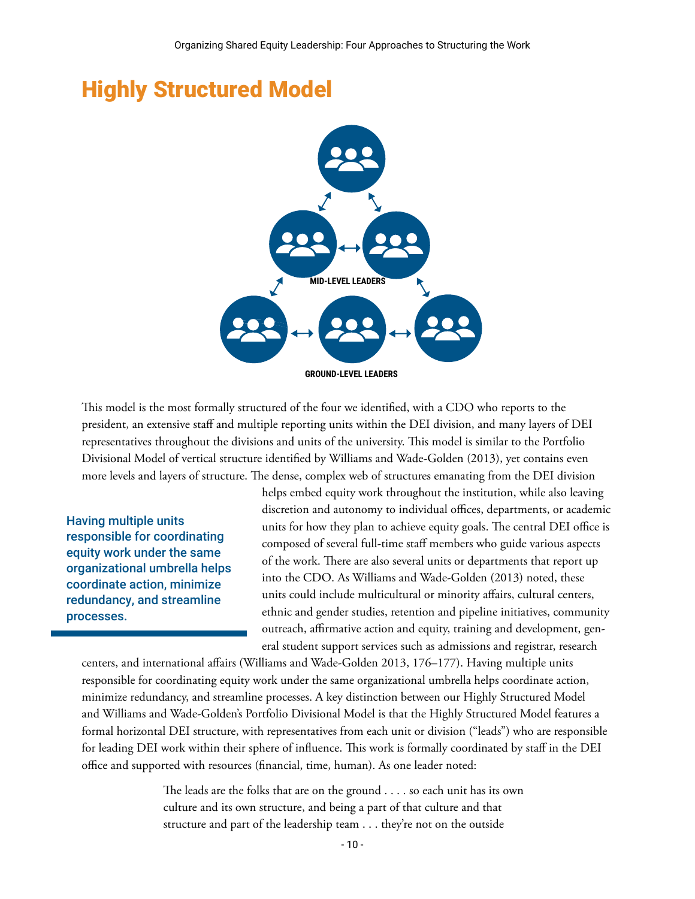## Highly Structured Model

MID-LEVEL LEADERS

GROUND-LEVEL LEADERS

This model is the most formally structured of the four we identified, with a CDO who reports to the president, an extensive staff and multiple reporting units within the DEI division, and many layers of DEI representatives throughout the divisions and units of the university. This model is similar to the Portfolio Divisional Model of vertical structure identified by Williams and Wade-Golden (2013), yet contains even more levels and layers of structure. The dense, complex web of structures emanating from the DEI division helps embed equity work throughout the institution, while also leaving discretion and autonomy to individual offices, departments, or academic units for how they plan to achieve equity goals. The central DEI office is composed of several full-time staff members who guide various aspects of the work. There are also several units or departments that report up into the CDO. As Williams and Wade-Golden (2013) noted, these units could include multicultural or minority affairs, cultural centers, ethnic and gender studies, retention and pipeline initiatives, community outreach, affirmative action and equity, training and development, general student support services such as admissions and registrar, research centers, and international affairs (Williams and Wade-Golden 2013, 176–177). Having multiple units responsible for coordinating equity work under the same organizational umbrella helps coordinate action, minimize redundancy, and streamline processes. A key distinction between our Highly Structured Model and Williams and Wade-Golden's Portfolio Divisional Model is that the Highly Structured Model features a formal horizontal DEI structure, with representatives from each unit or division ("leads") who are responsible for leading DEI work within their sphere of influence. This work is formally coordinated by staff in the DEI office and supported with resources (financial, time, human). As one leader noted:

**Having multiple units responsible for coordinating equity work under the same organizational umbrella helps coordinate action, minimize redundancy, and streamline processes.**

> The leads are the folks that are on the ground . . . . so each unit has its own culture and its own structure, and being a part of that culture and that structure and part of the leadership team . . . they're not on the outside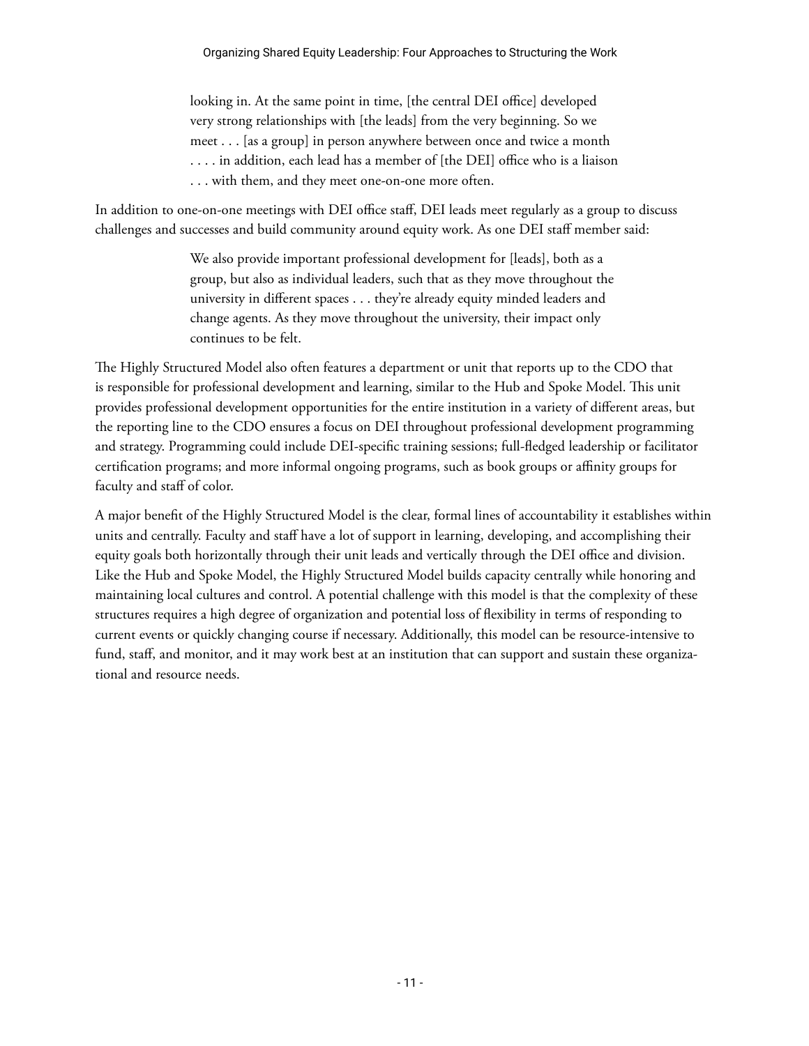> looking in. At the same point in time, [the central DEI office] developed very strong relationships with [the leads] from the very beginning. So we meet . . . [as a group] in person anywhere between once and twice a month . . . . in addition, each lead has a member of [the DEI] office who is a liaison . . . with them, and they meet one-on-one more often.

In addition to one-on-one meetings with DEI office staff, DEI leads meet regularly as a group to discuss challenges and successes and build community around equity work. As one DEI staff member said:

> We also provide important professional development for [leads], both as a group, but also as individual leaders, such that as they move throughout the university in different spaces . . . they're already equity minded leaders and change agents. As they move throughout the university, their impact only continues to be felt.

The Highly Structured Model also often features a department or unit that reports up to the CDO that is responsible for professional development and learning, similar to the Hub and Spoke Model. This unit provides professional development opportunities for the entire institution in a variety of different areas, but the reporting line to the CDO ensures a focus on DEI throughout professional development programming and strategy. Programming could include DEI-specific training sessions; full-fledged leadership or facilitator certification programs; and more informal ongoing programs, such as book groups or affinity groups for faculty and staff of color.

A major benefit of the Highly Structured Model is the clear, formal lines of accountability it establishes within units and centrally. Faculty and staff have a lot of support in learning, developing, and accomplishing their equity goals both horizontally through their unit leads and vertically through the DEI office and division. Like the Hub and Spoke Model, the Highly Structured Model builds capacity centrally while honoring and maintaining local cultures and control. A potential challenge with this model is that the complexity of these structures requires a high degree of organization and potential loss of flexibility in terms of responding to current events or quickly changing course if necessary. Additionally, this model can be resource-intensive to fund, staff, and monitor, and it may work best at an institution that can support and sustain these organizational and resource needs.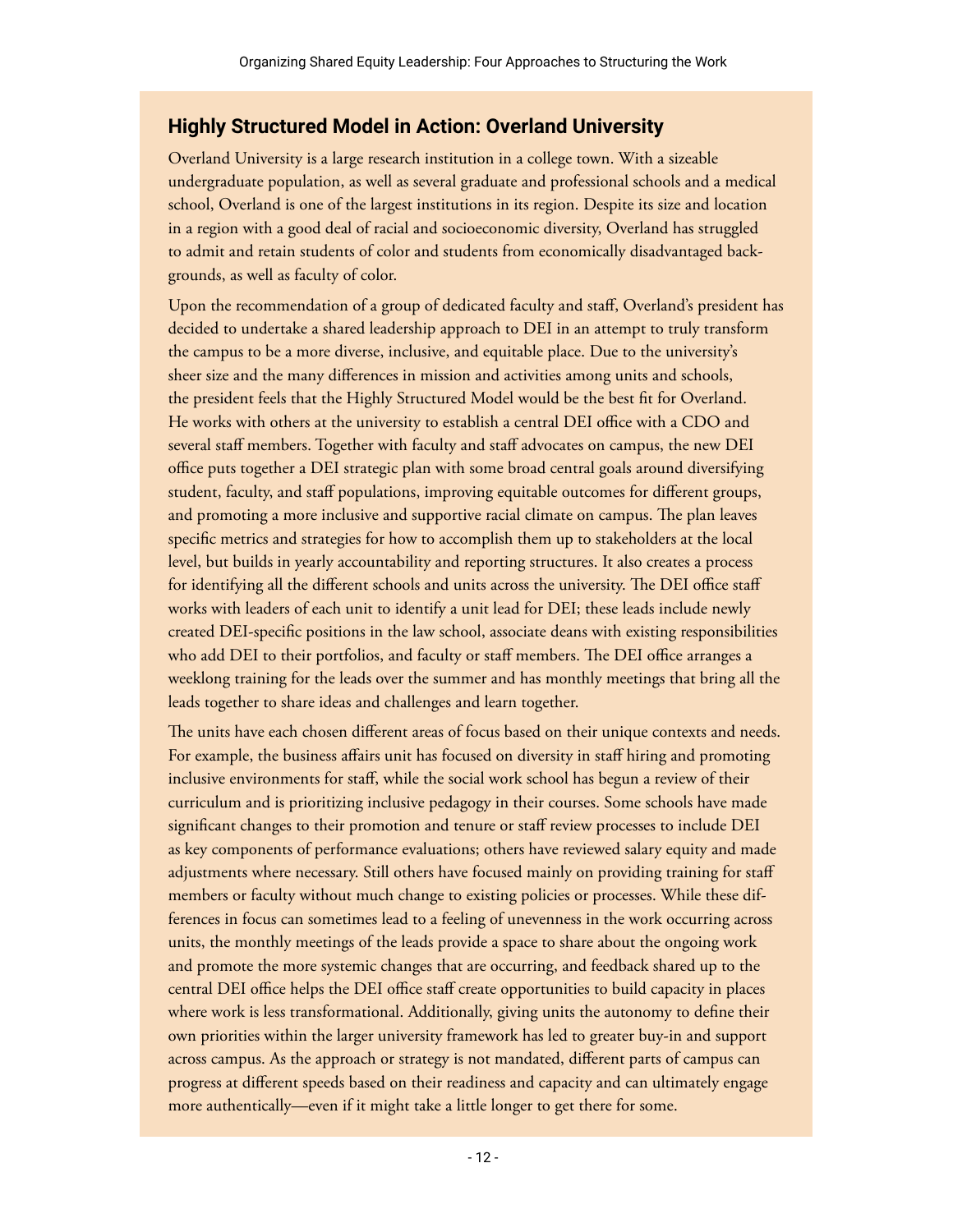## Highly Structured Model in Action: Overland University

Overland University is a large research institution in a college town. With a sizeable undergraduate population, as well as several graduate and professional schools and a medical school, Overland is one of the largest institutions in its region. Despite its size and location in a region with a good deal of racial and socioeconomic diversity, Overland has struggled to admit and retain students of color and students from economically disadvantaged backgrounds, as well as faculty of color.

Upon the recommendation of a group of dedicated faculty and staff, Overland's president has decided to undertake a shared leadership approach to DEI in an attempt to truly transform the campus to be a more diverse, inclusive, and equitable place. Due to the university's sheer size and the many differences in mission and activities among units and schools, the president feels that the Highly Structured Model would be the best fit for Overland. He works with others at the university to establish a central DEI office with a CDO and several staff members. Together with faculty and staff advocates on campus, the new DEI office puts together a DEI strategic plan with some broad central goals around diversifying student, faculty, and staff populations, improving equitable outcomes for different groups, and promoting a more inclusive and supportive racial climate on campus. The plan leaves specific metrics and strategies for how to accomplish them up to stakeholders at the local level, but builds in yearly accountability and reporting structures. It also creates a process for identifying all the different schools and units across the university. The DEI office staff works with leaders of each unit to identify a unit lead for DEI; these leads include newly created DEI-specific positions in the law school, associate deans with existing responsibilities who add DEI to their portfolios, and faculty or staff members. The DEI office arranges a weeklong training for the leads over the summer and has monthly meetings that bring all the leads together to share ideas and challenges and learn together.

The units have each chosen different areas of focus based on their unique contexts and needs. For example, the business affairs unit has focused on diversity in staff hiring and promoting inclusive environments for staff, while the social work school has begun a review of their curriculum and is prioritizing inclusive pedagogy in their courses. Some schools have made significant changes to their promotion and tenure or staff review processes to include DEI as key components of performance evaluations; others have reviewed salary equity and made adjustments where necessary. Still others have focused mainly on providing training for staff members or faculty without much change to existing policies or processes. While these differences in focus can sometimes lead to a feeling of unevenness in the work occurring across units, the monthly meetings of the leads provide a space to share about the ongoing work and promote the more systemic changes that are occurring, and feedback shared up to the central DEI office helps the DEI office staff create opportunities to build capacity in places where work is less transformational. Additionally, giving units the autonomy to define their own priorities within the larger university framework has led to greater buy-in and support across campus. As the approach or strategy is not mandated, different parts of campus can progress at different speeds based on their readiness and capacity and can ultimately engage more authentically—even if it might take a little longer to get there for some.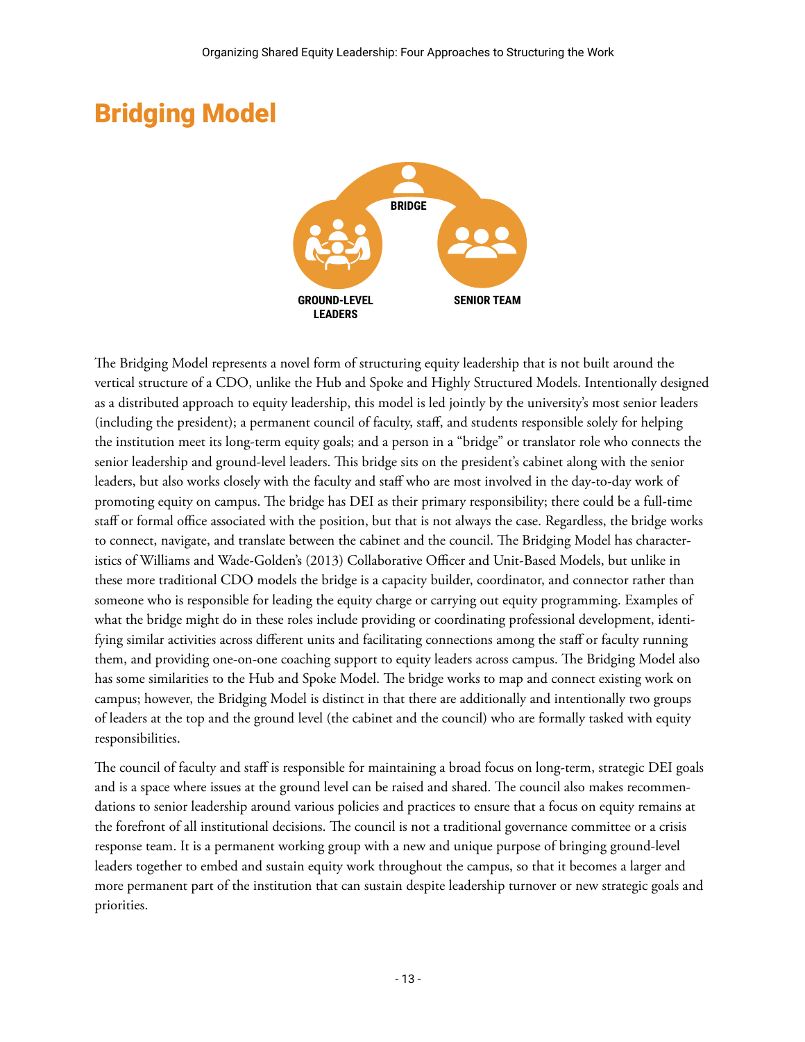# Bridging Model

BRIDGE

GROUND-LEVEL LEADERS

SENIOR TEAM

The Bridging Model represents a novel form of structuring equity leadership that is not built around the vertical structure of a CDO, unlike the Hub and Spoke and Highly Structured Models. Intentionally designed as a distributed approach to equity leadership, this model is led jointly by the university's most senior leaders (including the president); a permanent council of faculty, staff, and students responsible solely for helping the institution meet its long-term equity goals; and a person in a "bridge" or translator role who connects the senior leadership and ground-level leaders. This bridge sits on the president's cabinet along with the senior leaders, but also works closely with the faculty and staff who are most involved in the day-to-day work of promoting equity on campus. The bridge has DEI as their primary responsibility; there could be a full-time staff or formal office associated with the position, but that is not always the case. Regardless, the bridge works to connect, navigate, and translate between the cabinet and the council. The Bridging Model has characteristics of Williams and Wade-Golden's (2013) Collaborative Officer and Unit-Based Models, but unlike in these more traditional CDO models the bridge is a capacity builder, coordinator, and connector rather than someone who is responsible for leading the equity charge or carrying out equity programming. Examples of what the bridge might do in these roles include providing or coordinating professional development, identifying similar activities across different units and facilitating connections among the staff or faculty running them, and providing one-on-one coaching support to equity leaders across campus. The Bridging Model also has some similarities to the Hub and Spoke Model. The bridge works to map and connect existing work on campus; however, the Bridging Model is distinct in that there are additionally and intentionally two groups of leaders at the top and the ground level (the cabinet and the council) who are formally tasked with equity responsibilities.

The council of faculty and staff is responsible for maintaining a broad focus on long-term, strategic DEI goals and is a space where issues at the ground level can be raised and shared. The council also makes recommendations to senior leadership around various policies and practices to ensure that a focus on equity remains at the forefront of all institutional decisions. The council is not a traditional governance committee or a crisis response team. It is a permanent working group with a new and unique purpose of bringing ground-level leaders together to embed and sustain equity work throughout the campus, so that it becomes a larger and more permanent part of the institution that can sustain despite leadership turnover or new strategic goals and priorities.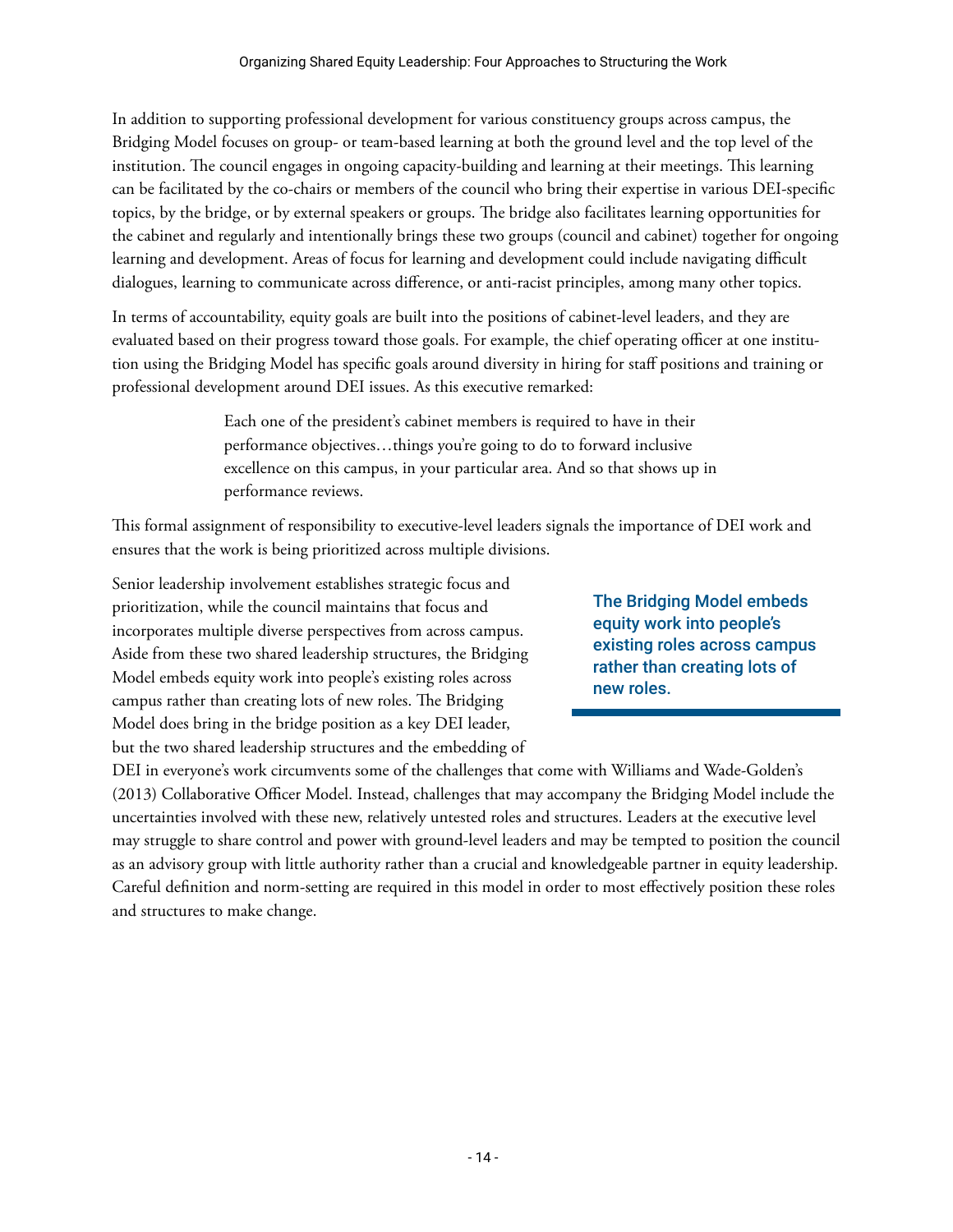In addition to supporting professional development for various constituency groups across campus, the Bridging Model focuses on group- or team-based learning at both the ground level and the top level of the institution. The council engages in ongoing capacity-building and learning at their meetings. This learning can be facilitated by the co-chairs or members of the council who bring their expertise in various DEI-specific topics, by the bridge, or by external speakers or groups. The bridge also facilitates learning opportunities for the cabinet and regularly and intentionally brings these two groups (council and cabinet) together for ongoing learning and development. Areas of focus for learning and development could include navigating difficult dialogues, learning to communicate across difference, or anti-racist principles, among many other topics.

In terms of accountability, equity goals are built into the positions of cabinet-level leaders, and they are evaluated based on their progress toward those goals. For example, the chief operating officer at one institution using the Bridging Model has specific goals around diversity in hiring for staff positions and training or professional development around DEI issues. As this executive remarked:

> Each one of the president's cabinet members is required to have in their performance objectives…things you're going to do to forward inclusive excellence on this campus, in your particular area. And so that shows up in performance reviews.

This formal assignment of responsibility to executive-level leaders signals the importance of DEI work and ensures that the work is being prioritized across multiple divisions.

Senior leadership involvement establishes strategic focus and prioritization, while the council maintains that focus and incorporates multiple diverse perspectives from across campus. Aside from these two shared leadership structures, the Bridging Model embeds equity work into people's existing roles across campus rather than creating lots of new roles. The Bridging Model does bring in the bridge position as a key DEI leader, but the two shared leadership structures and the embedding of DEI in everyone's work circumvents some of the challenges that come with Williams and Wade-Golden's (2013) Collaborative Officer Model. Instead, challenges that may accompany the Bridging Model include the uncertainties involved with these new, relatively untested roles and structures. Leaders at the executive level may struggle to share control and power with ground-level leaders and may be tempted to position the council as an advisory group with little authority rather than a crucial and knowledgeable partner in equity leadership. Careful definition and norm-setting are required in this model in order to most effectively position these roles and structures to make change.

**The Bridging Model embeds equity work into people's existing roles across campus rather than creating lots of new roles.**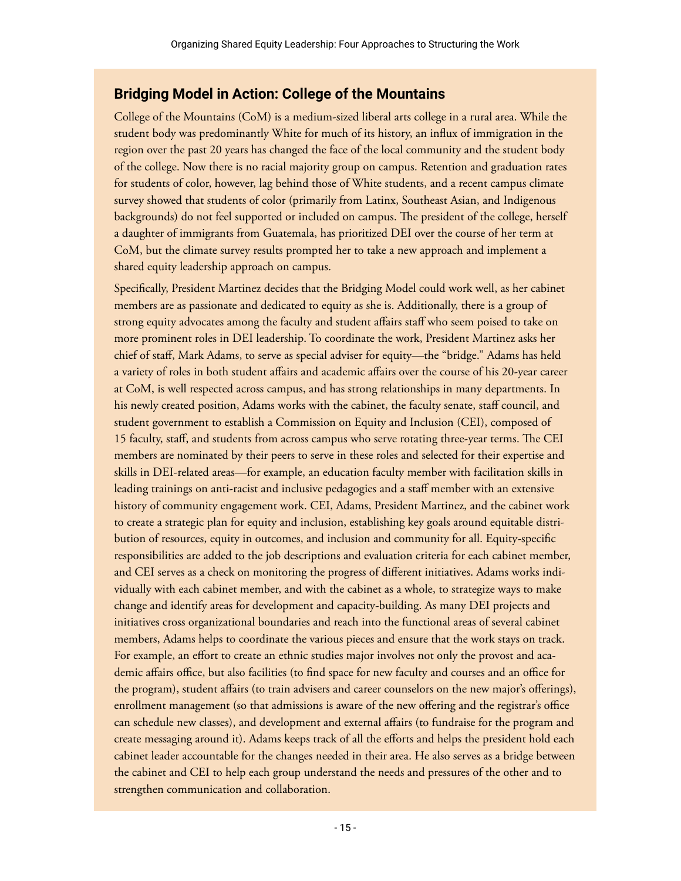## Bridging Model in Action: College of the Mountains

College of the Mountains (CoM) is a medium-sized liberal arts college in a rural area. While the student body was predominantly White for much of its history, an influx of immigration in the region over the past 20 years has changed the face of the local community and the student body of the college. Now there is no racial majority group on campus. Retention and graduation rates for students of color, however, lag behind those of White students, and a recent campus climate survey showed that students of color (primarily from Latinx, Southeast Asian, and Indigenous backgrounds) do not feel supported or included on campus. The president of the college, herself a daughter of immigrants from Guatemala, has prioritized DEI over the course of her term at CoM, but the climate survey results prompted her to take a new approach and implement a shared equity leadership approach on campus.

Specifically, President Martinez decides that the Bridging Model could work well, as her cabinet members are as passionate and dedicated to equity as she is. Additionally, there is a group of strong equity advocates among the faculty and student affairs staff who seem poised to take on more prominent roles in DEI leadership. To coordinate the work, President Martinez asks her chief of staff, Mark Adams, to serve as special adviser for equity—the "bridge." Adams has held a variety of roles in both student affairs and academic affairs over the course of his 20-year career at CoM, is well respected across campus, and has strong relationships in many departments. In his newly created position, Adams works with the cabinet, the faculty senate, staff council, and student government to establish a Commission on Equity and Inclusion (CEI), composed of 15 faculty, staff, and students from across campus who serve rotating three-year terms. The CEI members are nominated by their peers to serve in these roles and selected for their expertise and skills in DEI-related areas—for example, an education faculty member with facilitation skills in leading trainings on anti-racist and inclusive pedagogies and a staff member with an extensive history of community engagement work. CEI, Adams, President Martinez, and the cabinet work to create a strategic plan for equity and inclusion, establishing key goals around equitable distribution of resources, equity in outcomes, and inclusion and community for all. Equity-specific responsibilities are added to the job descriptions and evaluation criteria for each cabinet member, and CEI serves as a check on monitoring the progress of different initiatives. Adams works individually with each cabinet member, and with the cabinet as a whole, to strategize ways to make change and identify areas for development and capacity-building. As many DEI projects and initiatives cross organizational boundaries and reach into the functional areas of several cabinet members, Adams helps to coordinate the various pieces and ensure that the work stays on track. For example, an effort to create an ethnic studies major involves not only the provost and academic affairs office, but also facilities (to find space for new faculty and courses and an office for the program), student affairs (to train advisers and career counselors on the new major's offerings), enrollment management (so that admissions is aware of the new offering and the registrar's office can schedule new classes), and development and external affairs (to fundraise for the program and create messaging around it). Adams keeps track of all the efforts and helps the president hold each cabinet leader accountable for the changes needed in their area. He also serves as a bridge between the cabinet and CEI to help each group understand the needs and pressures of the other and to strengthen communication and collaboration.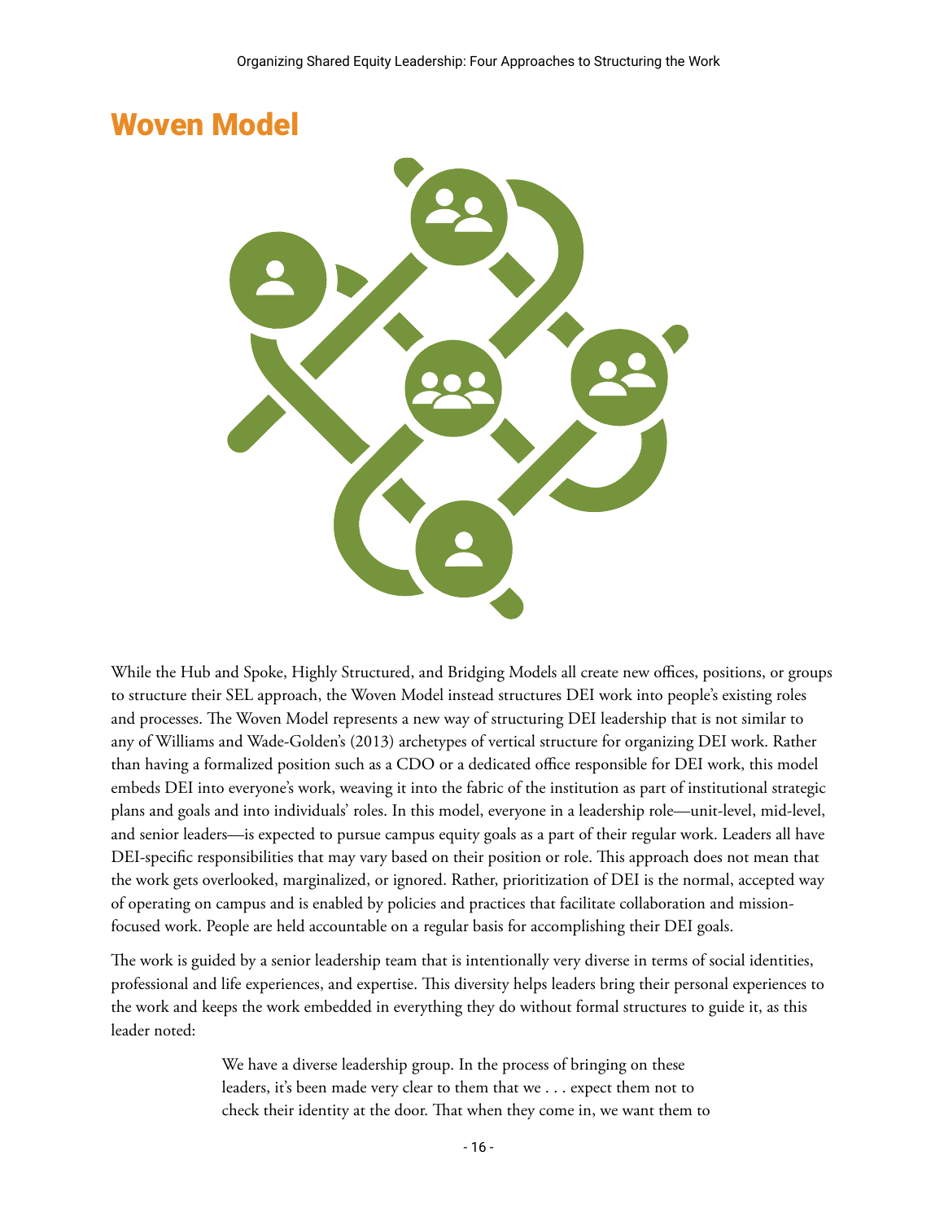## Woven Model

While the Hub and Spoke, Highly Structured, and Bridging Models all create new offices, positions, or groups to structure their SEL approach, the Woven Model instead structures DEI work into people's existing roles and processes. The Woven Model represents a new way of structuring DEI leadership that is not similar to any of Williams and Wade-Golden's (2013) archetypes of vertical structure for organizing DEI work. Rather than having a formalized position such as a CDO or a dedicated office responsible for DEI work, this model embeds DEI into everyone's work, weaving it into the fabric of the institution as part of institutional strategic plans and goals and into individuals' roles. In this model, everyone in a leadership role—unit-level, mid-level, and senior leaders—is expected to pursue campus equity goals as a part of their regular work. Leaders all have DEI-specific responsibilities that may vary based on their position or role. This approach does not mean that the work gets overlooked, marginalized, or ignored. Rather, prioritization of DEI is the normal, accepted way of operating on campus and is enabled by policies and practices that facilitate collaboration and mission-focused work. People are held accountable on a regular basis for accomplishing their DEI goals.

The work is guided by a senior leadership team that is intentionally very diverse in terms of social identities, professional and life experiences, and expertise. This diversity helps leaders bring their personal experiences to the work and keeps the work embedded in everything they do without formal structures to guide it, as this leader noted:

> We have a diverse leadership group. In the process of bringing on these leaders, it's been made very clear to them that we . . . expect them not to check their identity at the door. That when they come in, we want them to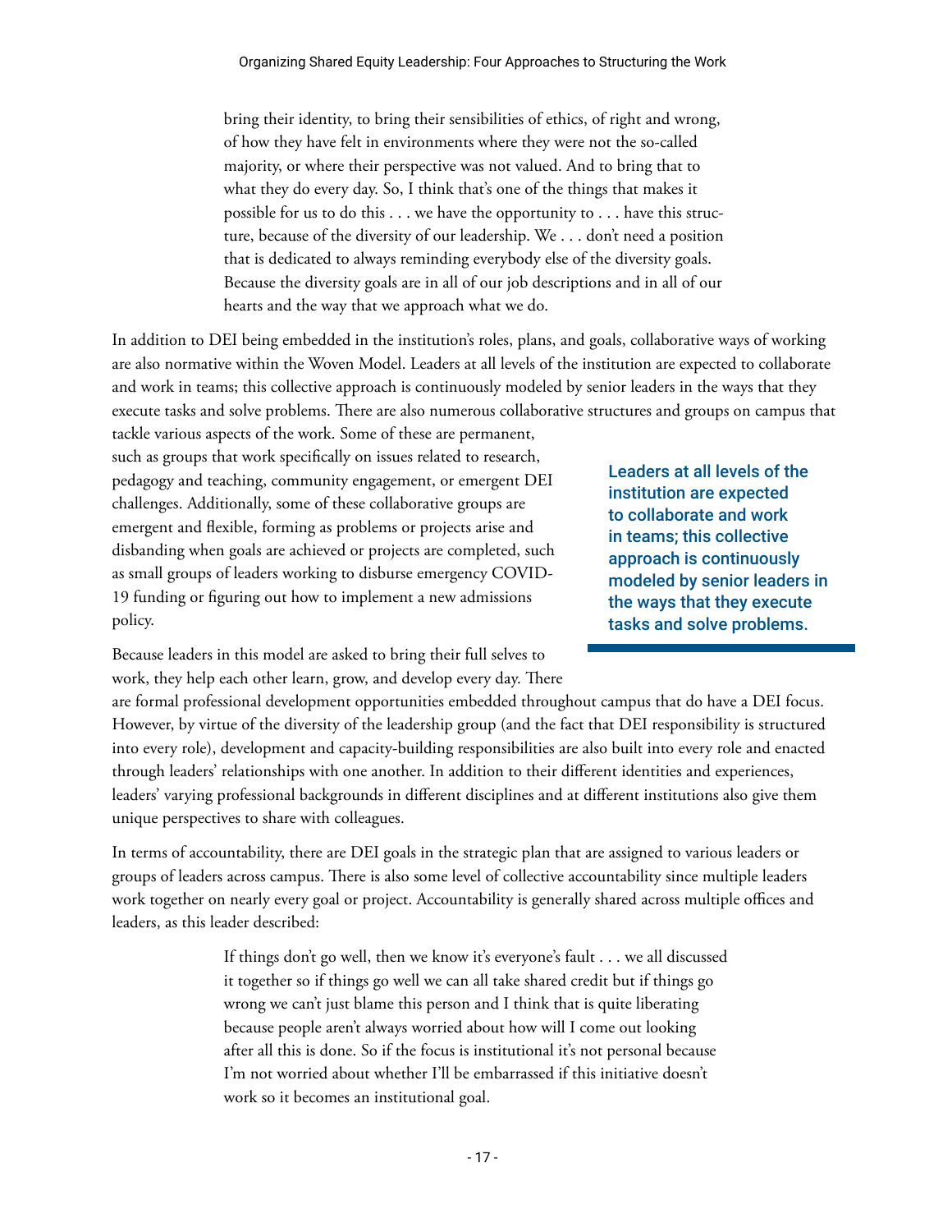> bring their identity, to bring their sensibilities of ethics, of right and wrong, of how they have felt in environments where they were not the so-called majority, or where their perspective was not valued. And to bring that to what they do every day. So, I think that's one of the things that makes it possible for us to do this . . . we have the opportunity to . . . have this structure, because of the diversity of our leadership. We . . . don't need a position that is dedicated to always reminding everybody else of the diversity goals. Because the diversity goals are in all of our job descriptions and in all of our hearts and the way that we approach what we do.

In addition to DEI being embedded in the institution's roles, plans, and goals, collaborative ways of working are also normative within the Woven Model. Leaders at all levels of the institution are expected to collaborate and work in teams; this collective approach is continuously modeled by senior leaders in the ways that they execute tasks and solve problems. There are also numerous collaborative structures and groups on campus that tackle various aspects of the work. Some of these are permanent, such as groups that work specifically on issues related to research, pedagogy and teaching, community engagement, or emergent DEI challenges. Additionally, some of these collaborative groups are emergent and flexible, forming as problems or projects arise and disbanding when goals are achieved or projects are completed, such as small groups of leaders working to disburse emergency COVID-19 funding or figuring out how to implement a new admissions policy.

**Leaders at all levels of the institution are expected to collaborate and work in teams; this collective approach is continuously modeled by senior leaders in the ways that they execute tasks and solve problems.**

Because leaders in this model are asked to bring their full selves to work, they help each other learn, grow, and develop every day. There are formal professional development opportunities embedded throughout campus that do have a DEI focus. However, by virtue of the diversity of the leadership group (and the fact that DEI responsibility is structured into every role), development and capacity-building responsibilities are also built into every role and enacted through leaders' relationships with one another. In addition to their different identities and experiences, leaders' varying professional backgrounds in different disciplines and at different institutions also give them unique perspectives to share with colleagues.

In terms of accountability, there are DEI goals in the strategic plan that are assigned to various leaders or groups of leaders across campus. There is also some level of collective accountability since multiple leaders work together on nearly every goal or project. Accountability is generally shared across multiple offices and leaders, as this leader described:

> If things don't go well, then we know it's everyone's fault . . . we all discussed it together so if things go well we can all take shared credit but if things go wrong we can't just blame this person and I think that is quite liberating because people aren't always worried about how will I come out looking after all this is done. So if the focus is institutional it's not personal because I'm not worried about whether I'll be embarrassed if this initiative doesn't work so it becomes an institutional goal.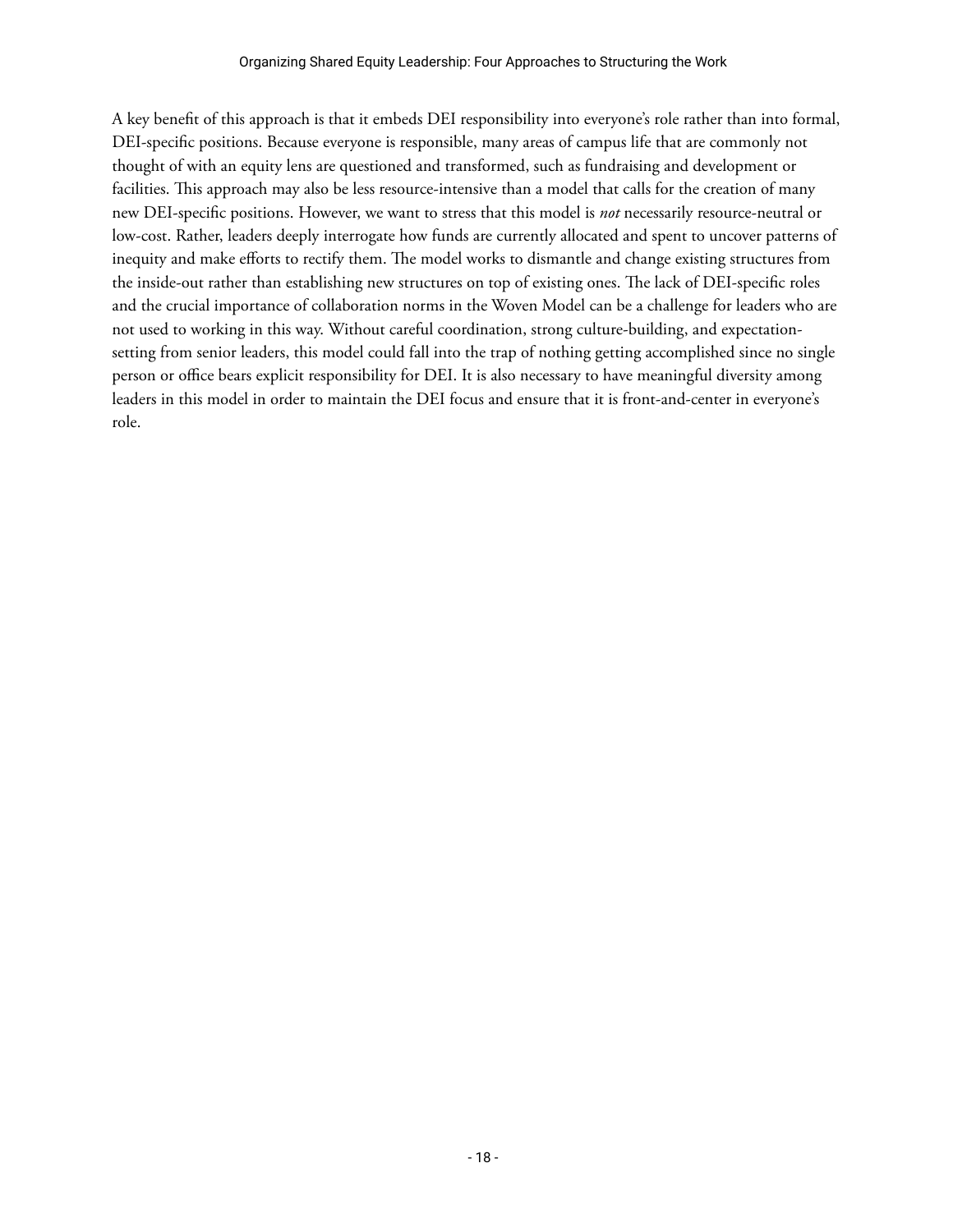A key benefit of this approach is that it embeds DEI responsibility into everyone's role rather than into formal, DEI-specific positions. Because everyone is responsible, many areas of campus life that are commonly not thought of with an equity lens are questioned and transformed, such as fundraising and development or facilities. This approach may also be less resource-intensive than a model that calls for the creation of many new DEI-specific positions. However, we want to stress that this model is *not* necessarily resource-neutral or low-cost. Rather, leaders deeply interrogate how funds are currently allocated and spent to uncover patterns of inequity and make efforts to rectify them. The model works to dismantle and change existing structures from the inside-out rather than establishing new structures on top of existing ones. The lack of DEI-specific roles and the crucial importance of collaboration norms in the Woven Model can be a challenge for leaders who are not used to working in this way. Without careful coordination, strong culture-building, and expectation-setting from senior leaders, this model could fall into the trap of nothing getting accomplished since no single person or office bears explicit responsibility for DEI. It is also necessary to have meaningful diversity among leaders in this model in order to maintain the DEI focus and ensure that it is front-and-center in everyone's role.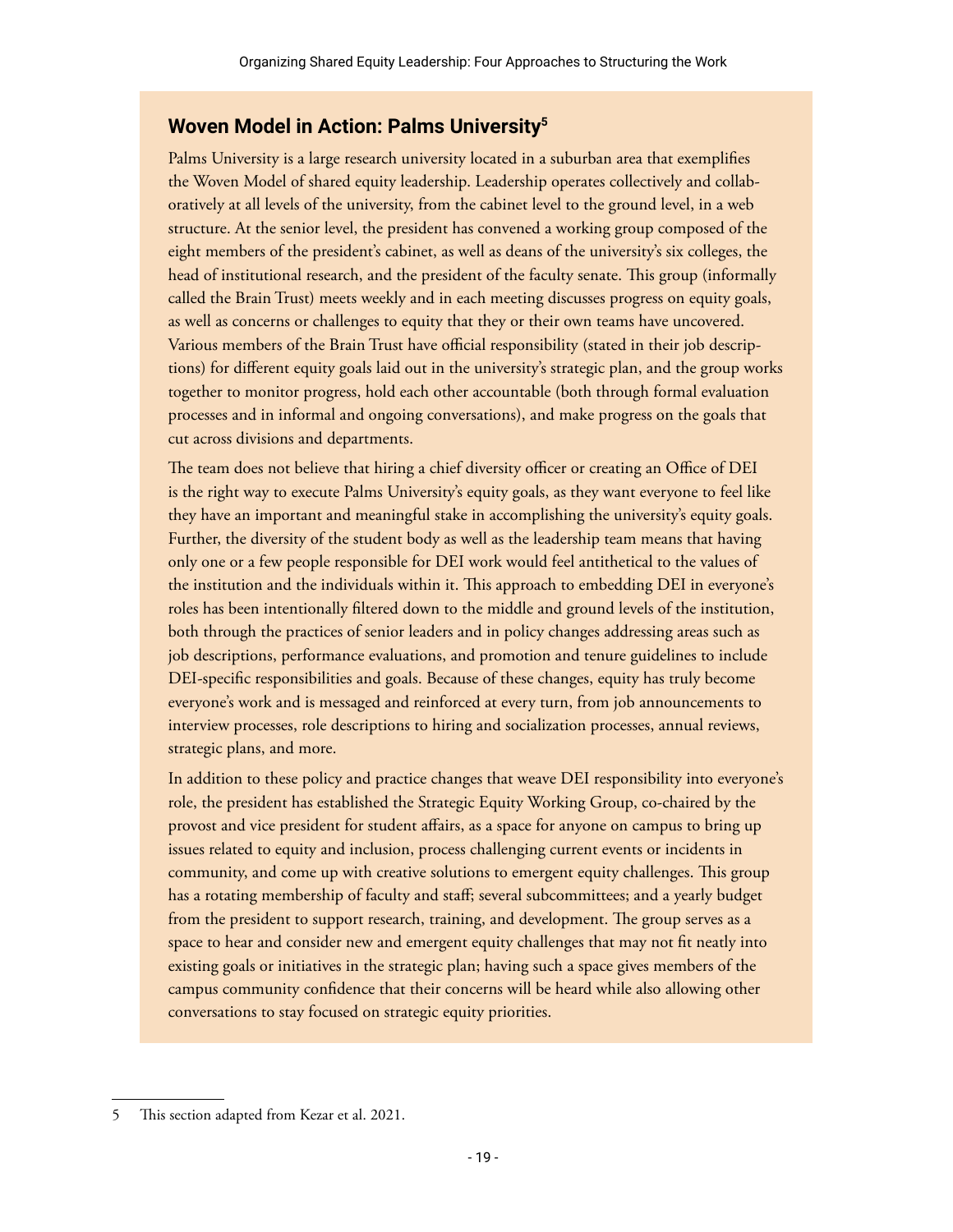## Woven Model in Action: Palms University[5]

Palms University is a large research university located in a suburban area that exemplifies the Woven Model of shared equity leadership. Leadership operates collectively and collaboratively at all levels of the university, from the cabinet level to the ground level, in a web structure. At the senior level, the president has convened a working group composed of the eight members of the president's cabinet, as well as deans of the university's six colleges, the head of institutional research, and the president of the faculty senate. This group (informally called the Brain Trust) meets weekly and in each meeting discusses progress on equity goals, as well as concerns or challenges to equity that they or their own teams have uncovered. Various members of the Brain Trust have official responsibility (stated in their job descriptions) for different equity goals laid out in the university's strategic plan, and the group works together to monitor progress, hold each other accountable (both through formal evaluation processes and in informal and ongoing conversations), and make progress on the goals that cut across divisions and departments.

The team does not believe that hiring a chief diversity officer or creating an Office of DEI is the right way to execute Palms University's equity goals, as they want everyone to feel like they have an important and meaningful stake in accomplishing the university's equity goals. Further, the diversity of the student body as well as the leadership team means that having only one or a few people responsible for DEI work would feel antithetical to the values of the institution and the individuals within it. This approach to embedding DEI in everyone's roles has been intentionally filtered down to the middle and ground levels of the institution, both through the practices of senior leaders and in policy changes addressing areas such as job descriptions, performance evaluations, and promotion and tenure guidelines to include DEI-specific responsibilities and goals. Because of these changes, equity has truly become everyone's work and is messaged and reinforced at every turn, from job announcements to interview processes, role descriptions to hiring and socialization processes, annual reviews, strategic plans, and more.

In addition to these policy and practice changes that weave DEI responsibility into everyone's role, the president has established the Strategic Equity Working Group, co-chaired by the provost and vice president for student affairs, as a space for anyone on campus to bring up issues related to equity and inclusion, process challenging current events or incidents in community, and come up with creative solutions to emergent equity challenges. This group has a rotating membership of faculty and staff; several subcommittees; and a yearly budget from the president to support research, training, and development. The group serves as a space to hear and consider new and emergent equity challenges that may not fit neatly into existing goals or initiatives in the strategic plan; having such a space gives members of the campus community confidence that their concerns will be heard while also allowing other conversations to stay focused on strategic equity priorities.

---

5 This section adapted from Kezar et al. 2021.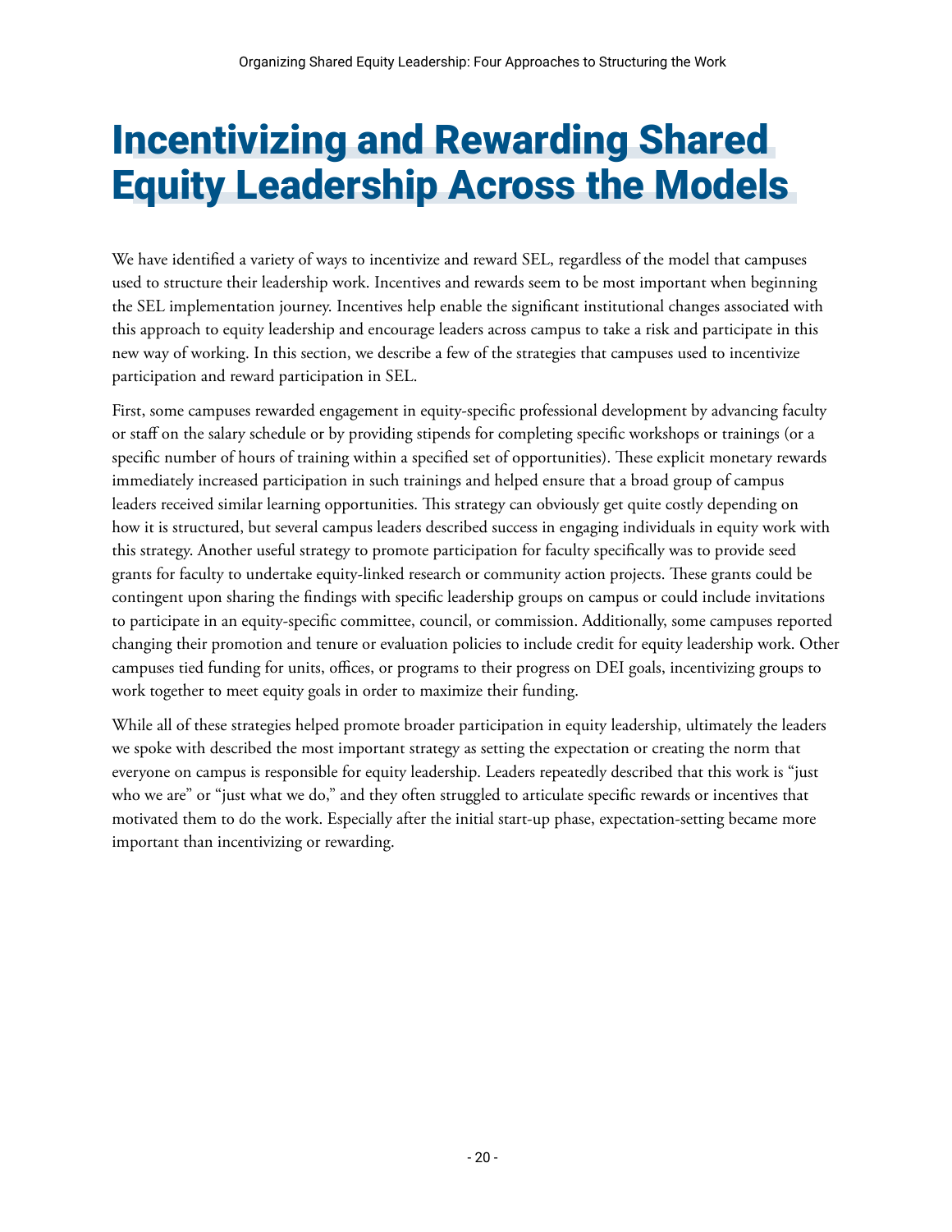# Incentivizing and Rewarding Shared Equity Leadership Across the Models

We have identified a variety of ways to incentivize and reward SEL, regardless of the model that campuses used to structure their leadership work. Incentives and rewards seem to be most important when beginning the SEL implementation journey. Incentives help enable the significant institutional changes associated with this approach to equity leadership and encourage leaders across campus to take a risk and participate in this new way of working. In this section, we describe a few of the strategies that campuses used to incentivize participation and reward participation in SEL.

First, some campuses rewarded engagement in equity-specific professional development by advancing faculty or staff on the salary schedule or by providing stipends for completing specific workshops or trainings (or a specific number of hours of training within a specified set of opportunities). These explicit monetary rewards immediately increased participation in such trainings and helped ensure that a broad group of campus leaders received similar learning opportunities. This strategy can obviously get quite costly depending on how it is structured, but several campus leaders described success in engaging individuals in equity work with this strategy. Another useful strategy to promote participation for faculty specifically was to provide seed grants for faculty to undertake equity-linked research or community action projects. These grants could be contingent upon sharing the findings with specific leadership groups on campus or could include invitations to participate in an equity-specific committee, council, or commission. Additionally, some campuses reported changing their promotion and tenure or evaluation policies to include credit for equity leadership work. Other campuses tied funding for units, offices, or programs to their progress on DEI goals, incentivizing groups to work together to meet equity goals in order to maximize their funding.

While all of these strategies helped promote broader participation in equity leadership, ultimately the leaders we spoke with described the most important strategy as setting the expectation or creating the norm that everyone on campus is responsible for equity leadership. Leaders repeatedly described that this work is "just who we are" or "just what we do," and they often struggled to articulate specific rewards or incentives that motivated them to do the work. Especially after the initial start-up phase, expectation-setting became more important than incentivizing or rewarding.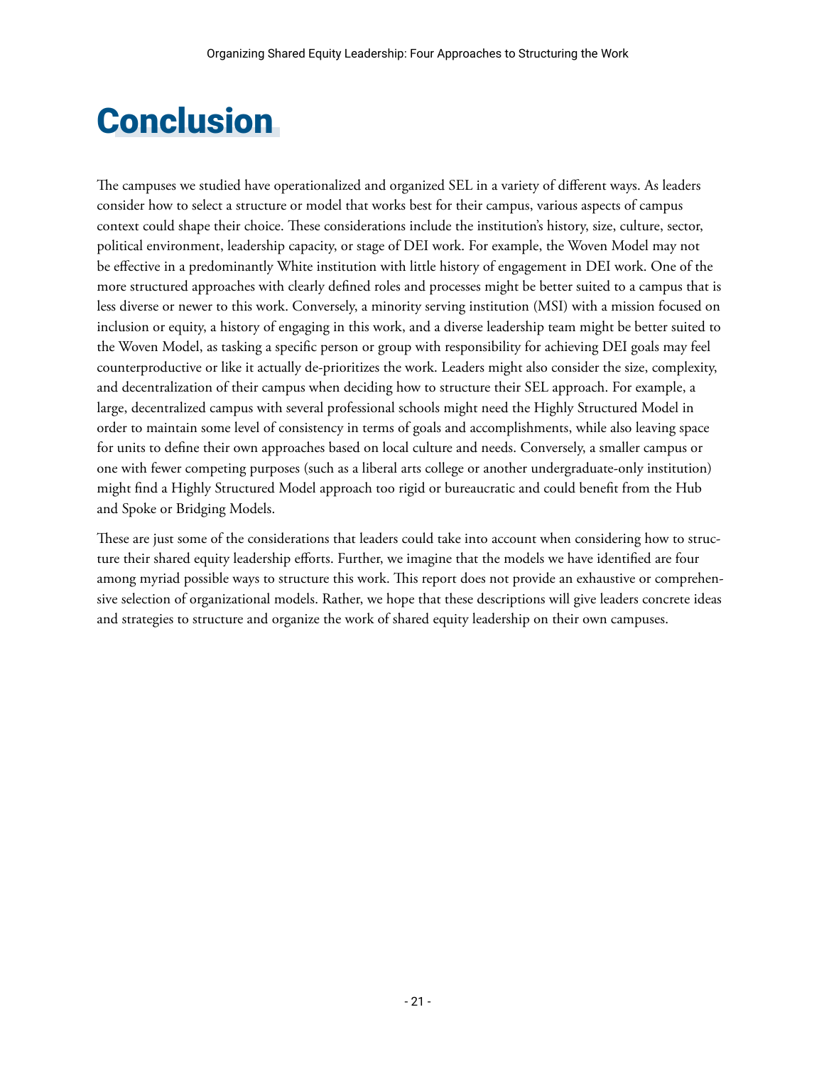# Conclusion

The campuses we studied have operationalized and organized SEL in a variety of different ways. As leaders consider how to select a structure or model that works best for their campus, various aspects of campus context could shape their choice. These considerations include the institution's history, size, culture, sector, political environment, leadership capacity, or stage of DEI work. For example, the Woven Model may not be effective in a predominantly White institution with little history of engagement in DEI work. One of the more structured approaches with clearly defined roles and processes might be better suited to a campus that is less diverse or newer to this work. Conversely, a minority serving institution (MSI) with a mission focused on inclusion or equity, a history of engaging in this work, and a diverse leadership team might be better suited to the Woven Model, as tasking a specific person or group with responsibility for achieving DEI goals may feel counterproductive or like it actually de-prioritizes the work. Leaders might also consider the size, complexity, and decentralization of their campus when deciding how to structure their SEL approach. For example, a large, decentralized campus with several professional schools might need the Highly Structured Model in order to maintain some level of consistency in terms of goals and accomplishments, while also leaving space for units to define their own approaches based on local culture and needs. Conversely, a smaller campus or one with fewer competing purposes (such as a liberal arts college or another undergraduate-only institution) might find a Highly Structured Model approach too rigid or bureaucratic and could benefit from the Hub and Spoke or Bridging Models.

These are just some of the considerations that leaders could take into account when considering how to structure their shared equity leadership efforts. Further, we imagine that the models we have identified are four among myriad possible ways to structure this work. This report does not provide an exhaustive or comprehensive selection of organizational models. Rather, we hope that these descriptions will give leaders concrete ideas and strategies to structure and organize the work of shared equity leadership on their own campuses.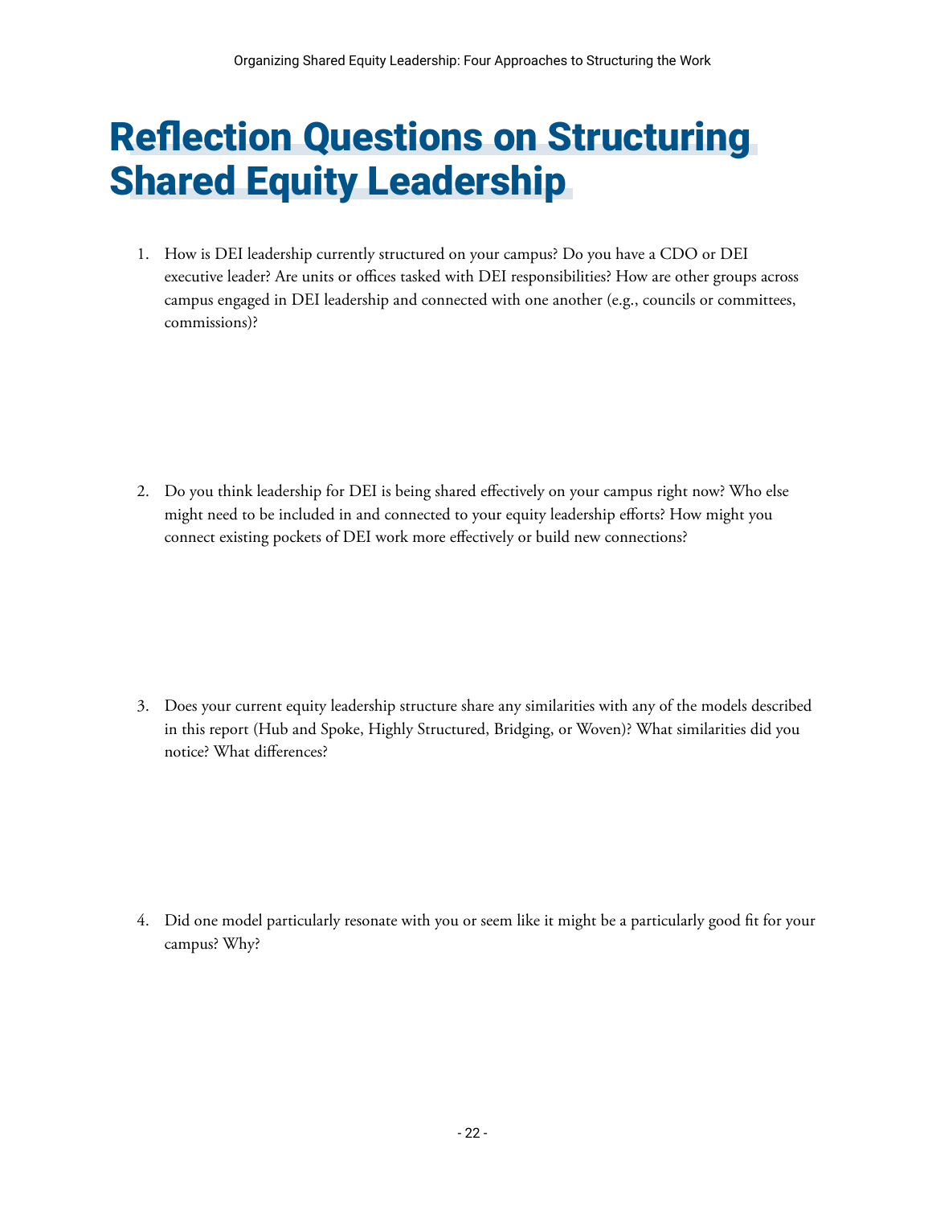# Reflection Questions on Structuring Shared Equity Leadership

1. How is DEI leadership currently structured on your campus? Do you have a CDO or DEI executive leader? Are units or offices tasked with DEI responsibilities? How are other groups across campus engaged in DEI leadership and connected with one another (e.g., councils or committees, commissions)?

2. Do you think leadership for DEI is being shared effectively on your campus right now? Who else might need to be included in and connected to your equity leadership efforts? How might you connect existing pockets of DEI work more effectively or build new connections?

3. Does your current equity leadership structure share any similarities with any of the models described in this report (Hub and Spoke, Highly Structured, Bridging, or Woven)? What similarities did you notice? What differences?

4. Did one model particularly resonate with you or seem like it might be a particularly good fit for your campus? Why?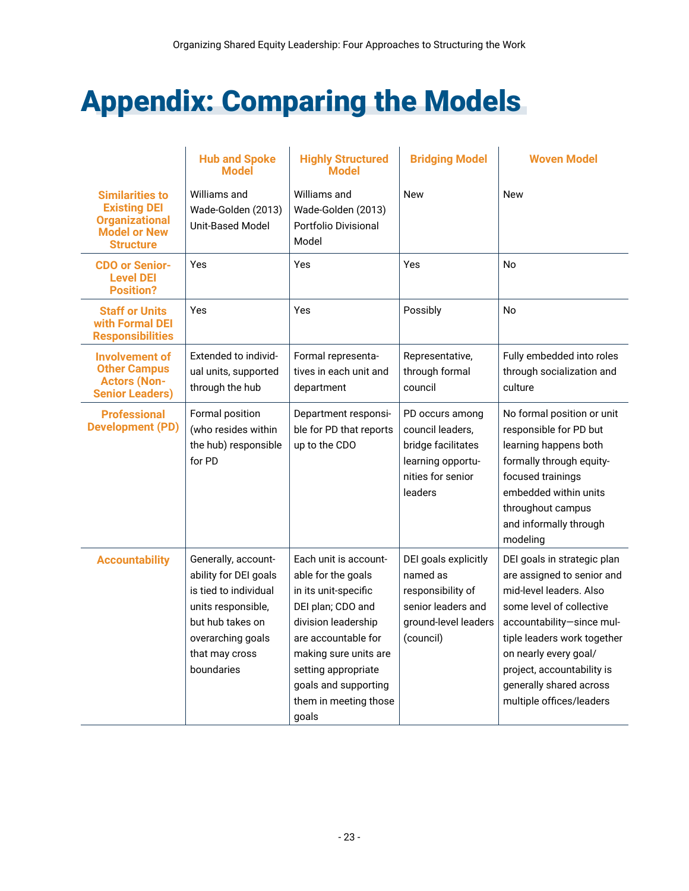# Appendix: Comparing the Models

| | Hub and Spoke Model | Highly Structured Model | Bridging Model | Woven Model |
|---|---|---|---|---|
| **Similarities to Existing DEI Organizational Model or New Structure** | Williams and Wade-Golden (2013) Unit-Based Model | Williams and Wade-Golden (2013) Portfolio Divisional Model | New | New |
| **CDO or Senior-Level DEI Position?** | Yes | Yes | Yes | No |
| **Staff or Units with Formal DEI Responsibilities** | Yes | Yes | Possibly | No |
| **Involvement of Other Campus Actors (Non-Senior Leaders)** | Extended to individual units, supported through the hub | Formal representatives in each unit and department | Representative, through formal council | Fully embedded into roles through socialization and culture |
| **Professional Development (PD)** | Formal position (who resides within the hub) responsible for PD | Department responsible for PD that reports up to the CDO | PD occurs among council leaders, bridge facilitates learning opportunities for senior leaders | No formal position or unit responsible for PD but learning happens both formally through equity-focused trainings embedded within units throughout campus and informally through modeling |
| **Accountability** | Generally, accountability for DEI goals is tied to individual units responsible, but hub takes on overarching goals that may cross boundaries | Each unit is accountable for the goals in its unit-specific DEI plan; CDO and division leadership are accountable for making sure units are setting appropriate goals and supporting them in meeting those goals | DEI goals explicitly named as responsibility of senior leaders and ground-level leaders (council) | DEI goals in strategic plan are assigned to senior and mid-level leaders. Also some level of collective accountability—since multiple leaders work together on nearly every goal/project, accountability is generally shared across multiple offices/leaders |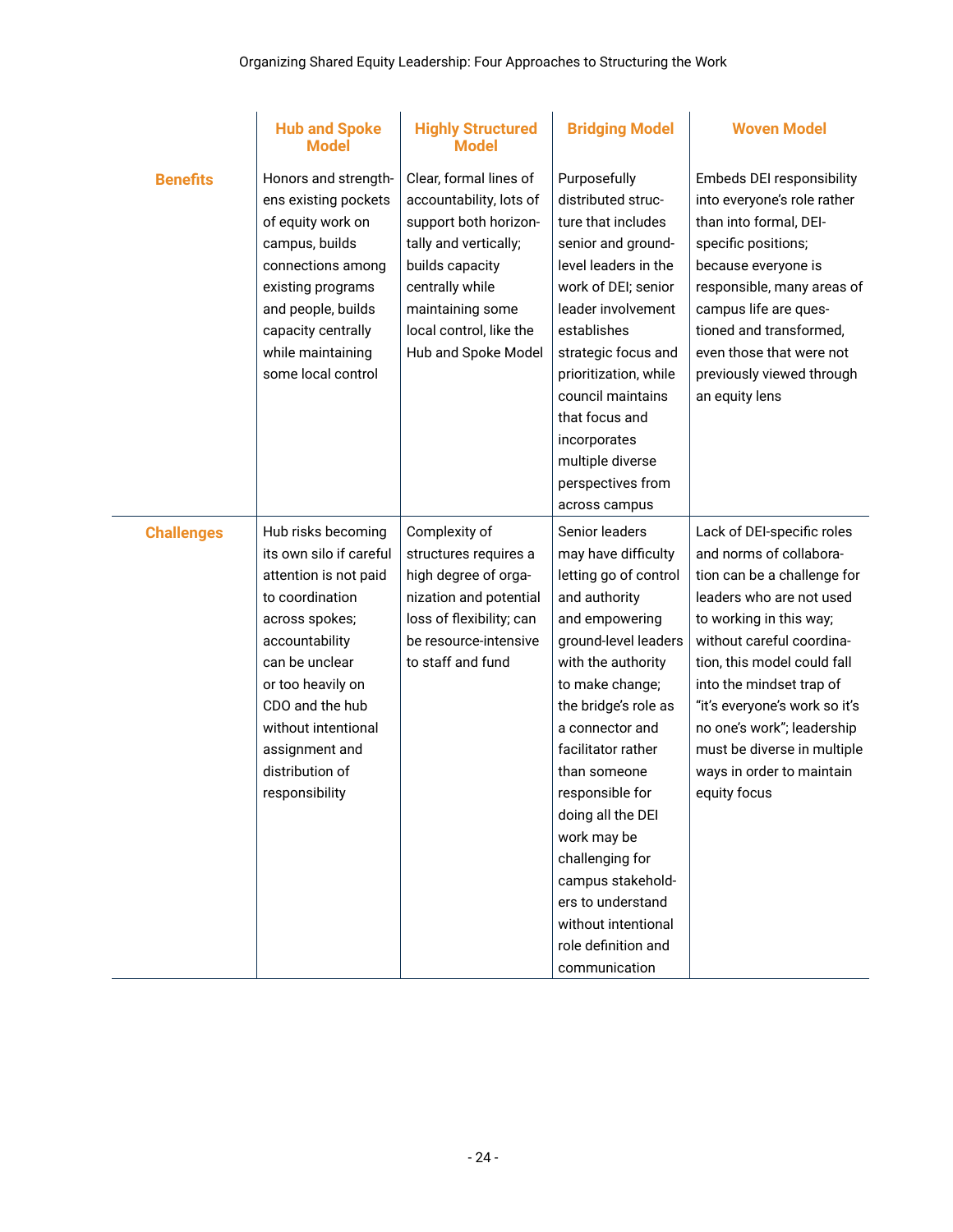| | Hub and Spoke Model | Highly Structured Model | Bridging Model | Woven Model |
|---|---|---|---|---|
| **Benefits** | Honors and strengthens existing pockets of equity work on campus, builds connections among existing programs and people, builds capacity centrally while maintaining some local control | Clear, formal lines of accountability, lots of support both horizontally and vertically; builds capacity centrally while maintaining some local control, like the Hub and Spoke Model | Purposefully distributed structure that includes senior and ground-level leaders in the work of DEI; senior leader involvement establishes strategic focus and prioritization, while council maintains that focus and incorporates multiple diverse perspectives from across campus | Embeds DEI responsibility into everyone's role rather than into formal, DEI-specific positions; because everyone is responsible, many areas of campus life are questioned and transformed, even those that were not previously viewed through an equity lens |
| **Challenges** | Hub risks becoming its own silo if careful attention is not paid to coordination across spokes; accountability can be unclear or too heavily on CDO and the hub without intentional assignment and distribution of responsibility | Complexity of structures requires a high degree of organization and potential loss of flexibility; can be resource-intensive to staff and fund | Senior leaders may have difficulty letting go of control and authority and empowering ground-level leaders with the authority to make change; the bridge's role as a connector and facilitator rather than someone responsible for doing all the DEI work may be challenging for campus stakeholders to understand without intentional role definition and communication | Lack of DEI-specific roles and norms of collaboration can be a challenge for leaders who are not used to working in this way; without careful coordination, this model could fall into the mindset trap of "it's everyone's work so it's no one's work"; leadership must be diverse in multiple ways in order to maintain equity focus |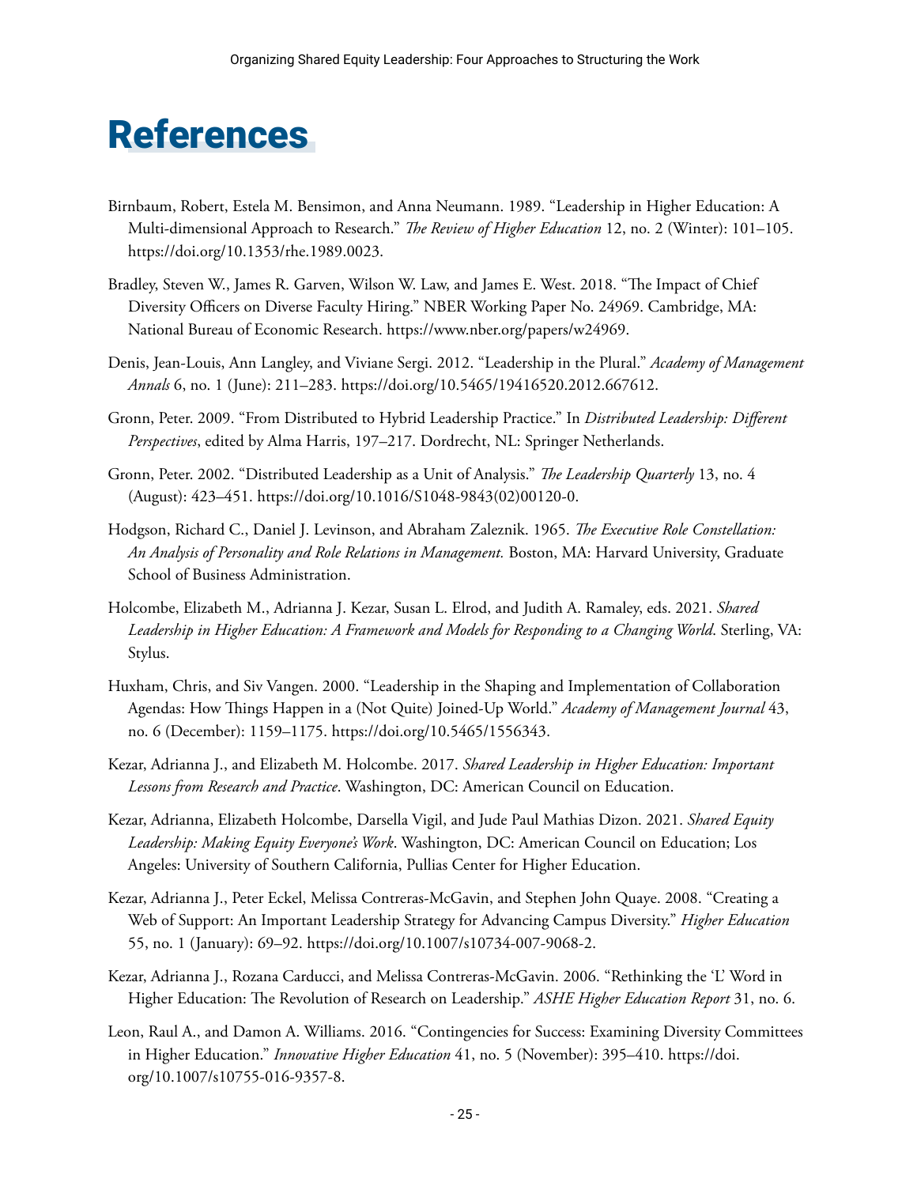# References

Birnbaum, Robert, Estela M. Bensimon, and Anna Neumann. 1989. "Leadership in Higher Education: A Multi-dimensional Approach to Research." *The Review of Higher Education* 12, no. 2 (Winter): 101–105. https://doi.org/10.1353/rhe.1989.0023.

Bradley, Steven W., James R. Garven, Wilson W. Law, and James E. West. 2018. "The Impact of Chief Diversity Officers on Diverse Faculty Hiring." NBER Working Paper No. 24969. Cambridge, MA: National Bureau of Economic Research. https://www.nber.org/papers/w24969.

Denis, Jean-Louis, Ann Langley, and Viviane Sergi. 2012. "Leadership in the Plural." *Academy of Management Annals* 6, no. 1 (June): 211–283. https://doi.org/10.5465/19416520.2012.667612.

Gronn, Peter. 2009. "From Distributed to Hybrid Leadership Practice." In *Distributed Leadership: Different Perspectives*, edited by Alma Harris, 197–217. Dordrecht, NL: Springer Netherlands.

Gronn, Peter. 2002. "Distributed Leadership as a Unit of Analysis." *The Leadership Quarterly* 13, no. 4 (August): 423–451. https://doi.org/10.1016/S1048-9843(02)00120-0.

Hodgson, Richard C., Daniel J. Levinson, and Abraham Zaleznik. 1965. *The Executive Role Constellation: An Analysis of Personality and Role Relations in Management.* Boston, MA: Harvard University, Graduate School of Business Administration.

Holcombe, Elizabeth M., Adrianna J. Kezar, Susan L. Elrod, and Judith A. Ramaley, eds. 2021. *Shared Leadership in Higher Education: A Framework and Models for Responding to a Changing World*. Sterling, VA: Stylus.

Huxham, Chris, and Siv Vangen. 2000. "Leadership in the Shaping and Implementation of Collaboration Agendas: How Things Happen in a (Not Quite) Joined-Up World." *Academy of Management Journal* 43, no. 6 (December): 1159–1175. https://doi.org/10.5465/1556343.

Kezar, Adrianna J., and Elizabeth M. Holcombe. 2017. *Shared Leadership in Higher Education: Important Lessons from Research and Practice*. Washington, DC: American Council on Education.

Kezar, Adrianna, Elizabeth Holcombe, Darsella Vigil, and Jude Paul Mathias Dizon. 2021. *Shared Equity Leadership: Making Equity Everyone's Work*. Washington, DC: American Council on Education; Los Angeles: University of Southern California, Pullias Center for Higher Education.

Kezar, Adrianna J., Peter Eckel, Melissa Contreras-McGavin, and Stephen John Quaye. 2008. "Creating a Web of Support: An Important Leadership Strategy for Advancing Campus Diversity." *Higher Education* 55, no. 1 (January): 69–92. https://doi.org/10.1007/s10734-007-9068-2.

Kezar, Adrianna J., Rozana Carducci, and Melissa Contreras-McGavin. 2006. "Rethinking the 'L' Word in Higher Education: The Revolution of Research on Leadership." *ASHE Higher Education Report* 31, no. 6.

Leon, Raul A., and Damon A. Williams. 2016. "Contingencies for Success: Examining Diversity Committees in Higher Education." *Innovative Higher Education* 41, no. 5 (November): 395–410. https://doi.org/10.1007/s10755-016-9357-8.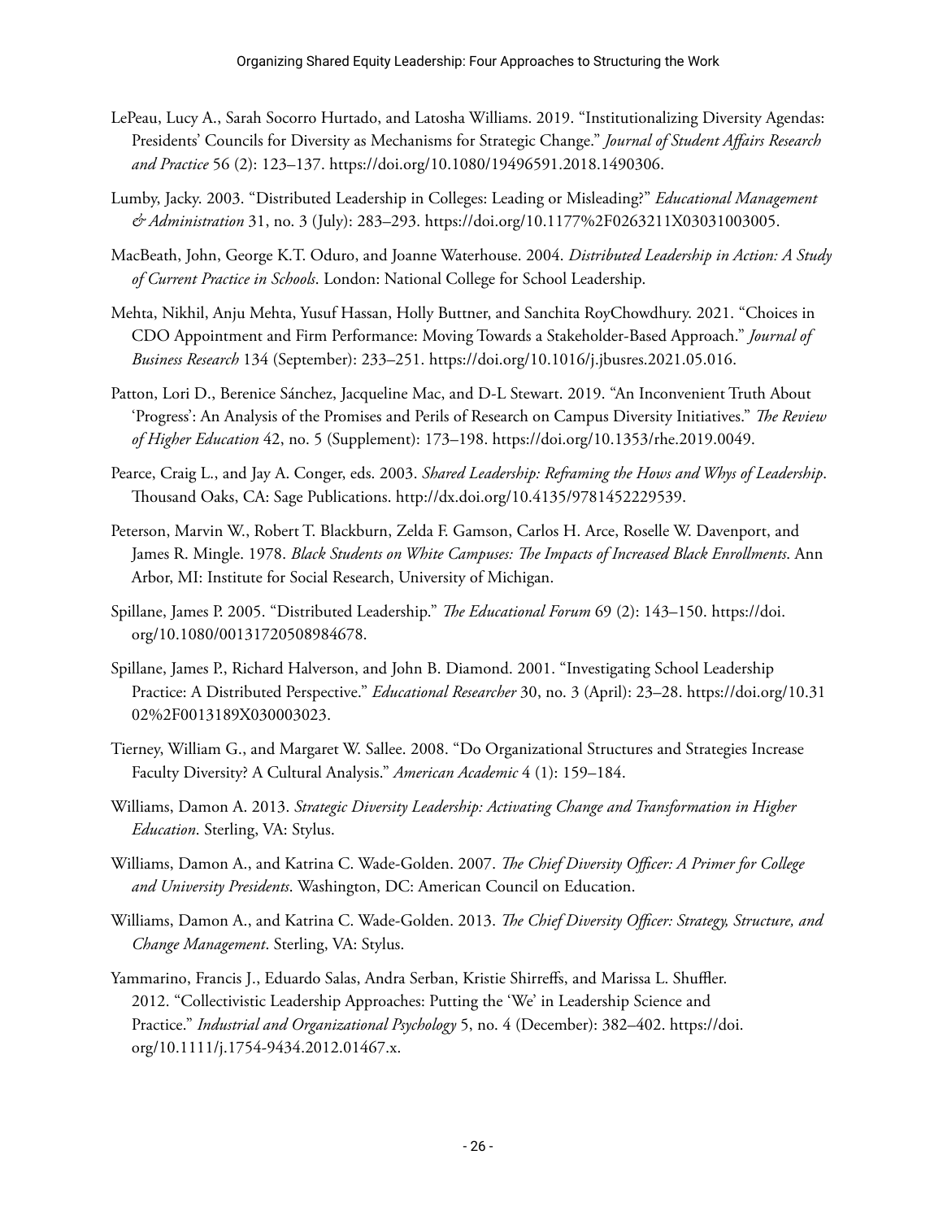LePeau, Lucy A., Sarah Socorro Hurtado, and Latosha Williams. 2019. "Institutionalizing Diversity Agendas: Presidents' Councils for Diversity as Mechanisms for Strategic Change." *Journal of Student Affairs Research and Practice* 56 (2): 123–137. https://doi.org/10.1080/19496591.2018.1490306.

Lumby, Jacky. 2003. "Distributed Leadership in Colleges: Leading or Misleading?" *Educational Management & Administration* 31, no. 3 (July): 283–293. https://doi.org/10.1177%2F0263211X03031003005.

MacBeath, John, George K.T. Oduro, and Joanne Waterhouse. 2004. *Distributed Leadership in Action: A Study of Current Practice in Schools*. London: National College for School Leadership.

Mehta, Nikhil, Anju Mehta, Yusuf Hassan, Holly Buttner, and Sanchita RoyChowdhury. 2021. "Choices in CDO Appointment and Firm Performance: Moving Towards a Stakeholder-Based Approach." *Journal of Business Research* 134 (September): 233–251. https://doi.org/10.1016/j.jbusres.2021.05.016.

Patton, Lori D., Berenice Sánchez, Jacqueline Mac, and D-L Stewart. 2019. "An Inconvenient Truth About 'Progress': An Analysis of the Promises and Perils of Research on Campus Diversity Initiatives." *The Review of Higher Education* 42, no. 5 (Supplement): 173–198. https://doi.org/10.1353/rhe.2019.0049.

Pearce, Craig L., and Jay A. Conger, eds. 2003. *Shared Leadership: Reframing the Hows and Whys of Leadership*. Thousand Oaks, CA: Sage Publications. http://dx.doi.org/10.4135/9781452229539.

Peterson, Marvin W., Robert T. Blackburn, Zelda F. Gamson, Carlos H. Arce, Roselle W. Davenport, and James R. Mingle. 1978. *Black Students on White Campuses: The Impacts of Increased Black Enrollments*. Ann Arbor, MI: Institute for Social Research, University of Michigan.

Spillane, James P. 2005. "Distributed Leadership." *The Educational Forum* 69 (2): 143–150. https://doi.org/10.1080/00131720508984678.

Spillane, James P., Richard Halverson, and John B. Diamond. 2001. "Investigating School Leadership Practice: A Distributed Perspective." *Educational Researcher* 30, no. 3 (April): 23–28. https://doi.org/10.3102%2F0013189X030003023.

Tierney, William G., and Margaret W. Sallee. 2008. "Do Organizational Structures and Strategies Increase Faculty Diversity? A Cultural Analysis." *American Academic* 4 (1): 159–184.

Williams, Damon A. 2013. *Strategic Diversity Leadership: Activating Change and Transformation in Higher Education*. Sterling, VA: Stylus.

Williams, Damon A., and Katrina C. Wade-Golden. 2007. *The Chief Diversity Officer: A Primer for College and University Presidents*. Washington, DC: American Council on Education.

Williams, Damon A., and Katrina C. Wade-Golden. 2013. *The Chief Diversity Officer: Strategy, Structure, and Change Management*. Sterling, VA: Stylus.

Yammarino, Francis J., Eduardo Salas, Andra Serban, Kristie Shirreffs, and Marissa L. Shuffler. 2012. "Collectivistic Leadership Approaches: Putting the 'We' in Leadership Science and Practice." *Industrial and Organizational Psychology* 5, no. 4 (December): 382–402. https://doi.org/10.1111/j.1754-9434.2012.01467.x.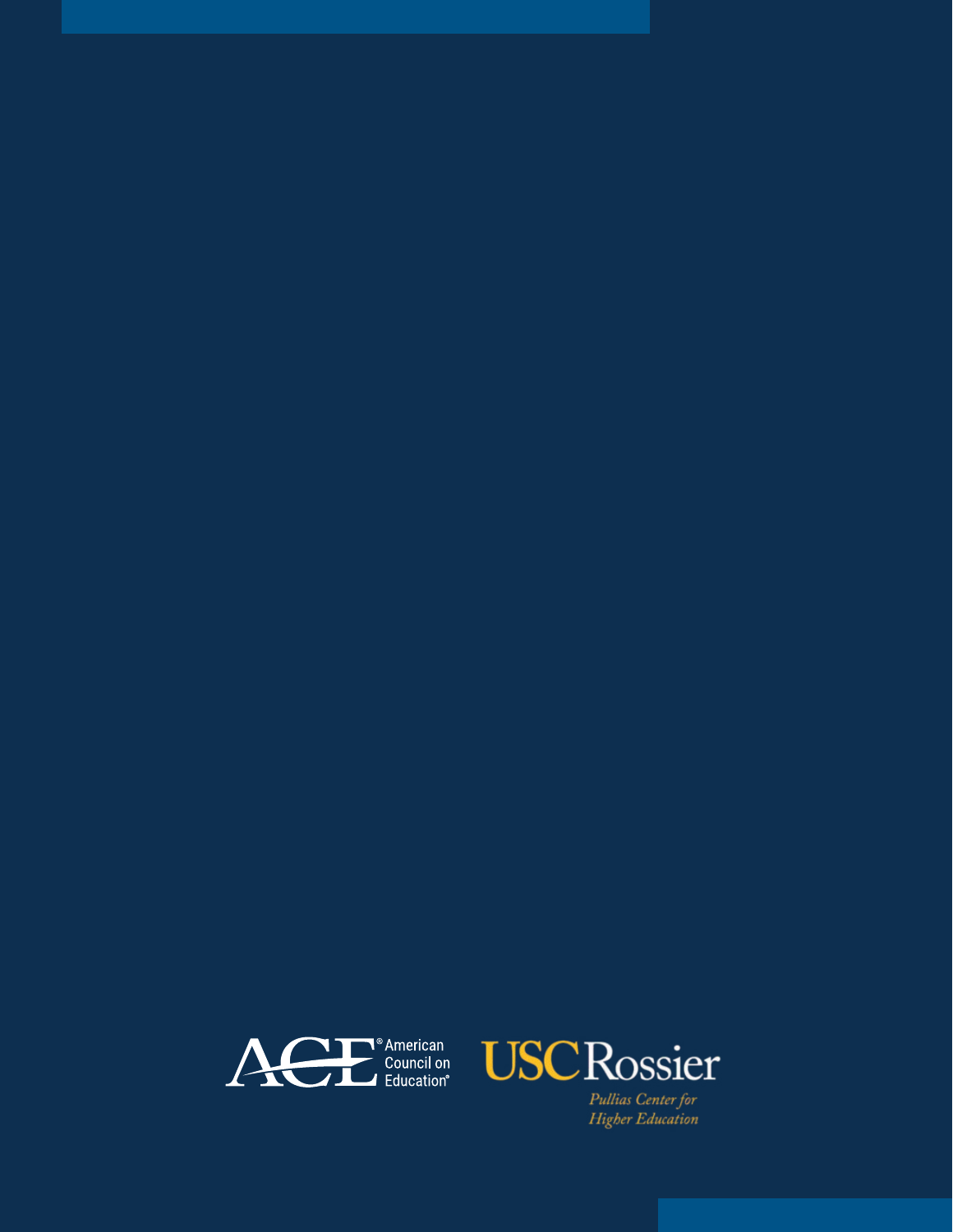ACE® American Council on Education®

USC Rossier

*Pullias Center for Higher Education*